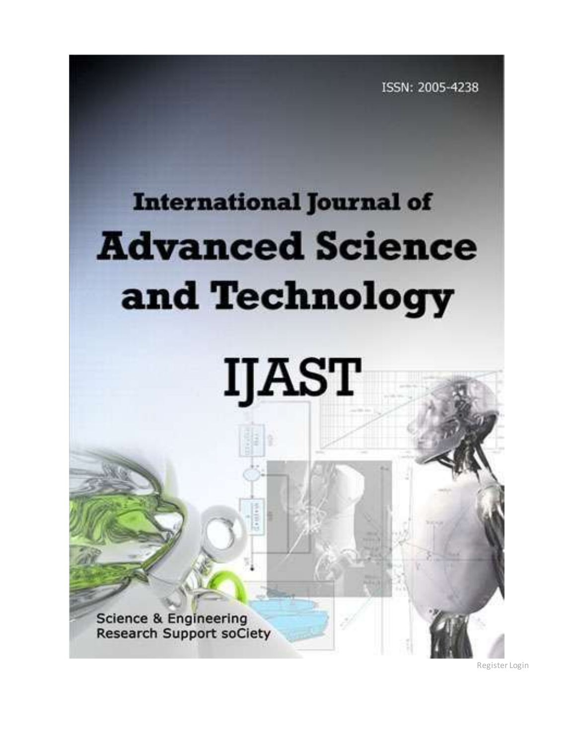ISSN: 2005-4238

# International Journal of Advanced Science and Technology

# IJAST

Science & Engineering Research Support soCiety

Register Login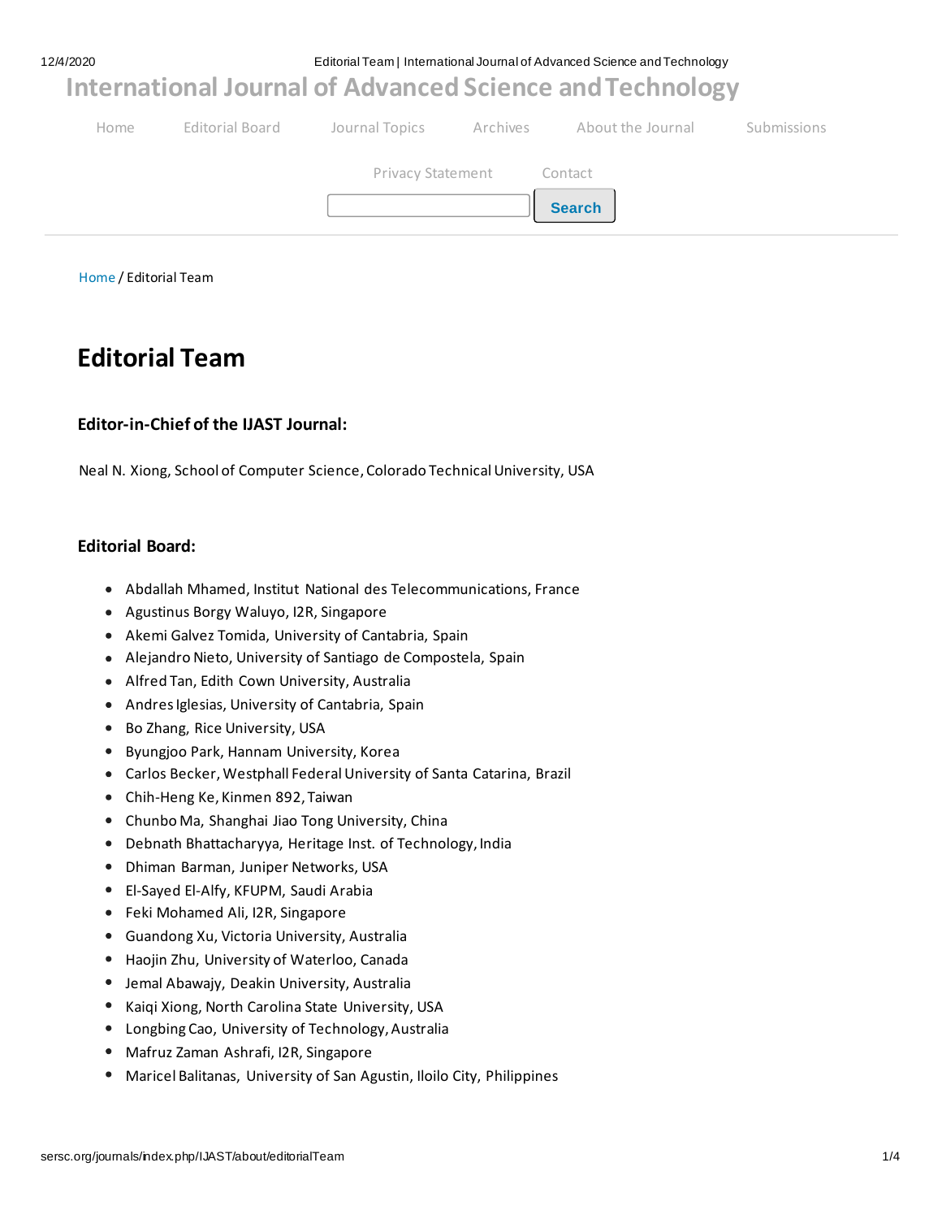# International Journal of Advanced Science and Technology

Home | Editorial Board | Journal Topics | Archives | About the Journal | Submissions

Privacy Statement | Contact

Search

Home / Editorial Team

## Editorial Team

### Editor-in-Chief of the IJAST Journal:

Neal N. Xiong, School of Computer Science, Colorado Technical University, USA

### Editorial Board:

- Abdallah Mhamed, Institut National des Telecommunications, France
- Agustinus Borgy Waluyo, I2R, Singapore
- Akemi Galvez Tomida, University of Cantabria, Spain
- Alejandro Nieto, University of Santiago de Compostela, Spain
- Alfred Tan, Edith Cown University, Australia
- Andres Iglesias, University of Cantabria, Spain
- Bo Zhang, Rice University, USA
- Byungjoo Park, Hannam University, Korea
- Carlos Becker, Westphall Federal University of Santa Catarina, Brazil
- Chih-Heng Ke, Kinmen 892, Taiwan
- Chunbo Ma, Shanghai Jiao Tong University, China
- Debnath Bhattacharyya, Heritage Inst. of Technology, India
- Dhiman Barman, Juniper Networks, USA
- El-Sayed El-Alfy, KFUPM, Saudi Arabia
- Feki Mohamed Ali, I2R, Singapore
- Guandong Xu, Victoria University, Australia
- Haojin Zhu, University of Waterloo, Canada
- Jemal Abawajy, Deakin University, Australia
- Kaiqi Xiong, North Carolina State University, USA
- Longbing Cao, University of Technology, Australia
- Mafruz Zaman Ashrafi, I2R, Singapore
- Maricel Balitanas, University of San Agustin, Iloilo City, Philippines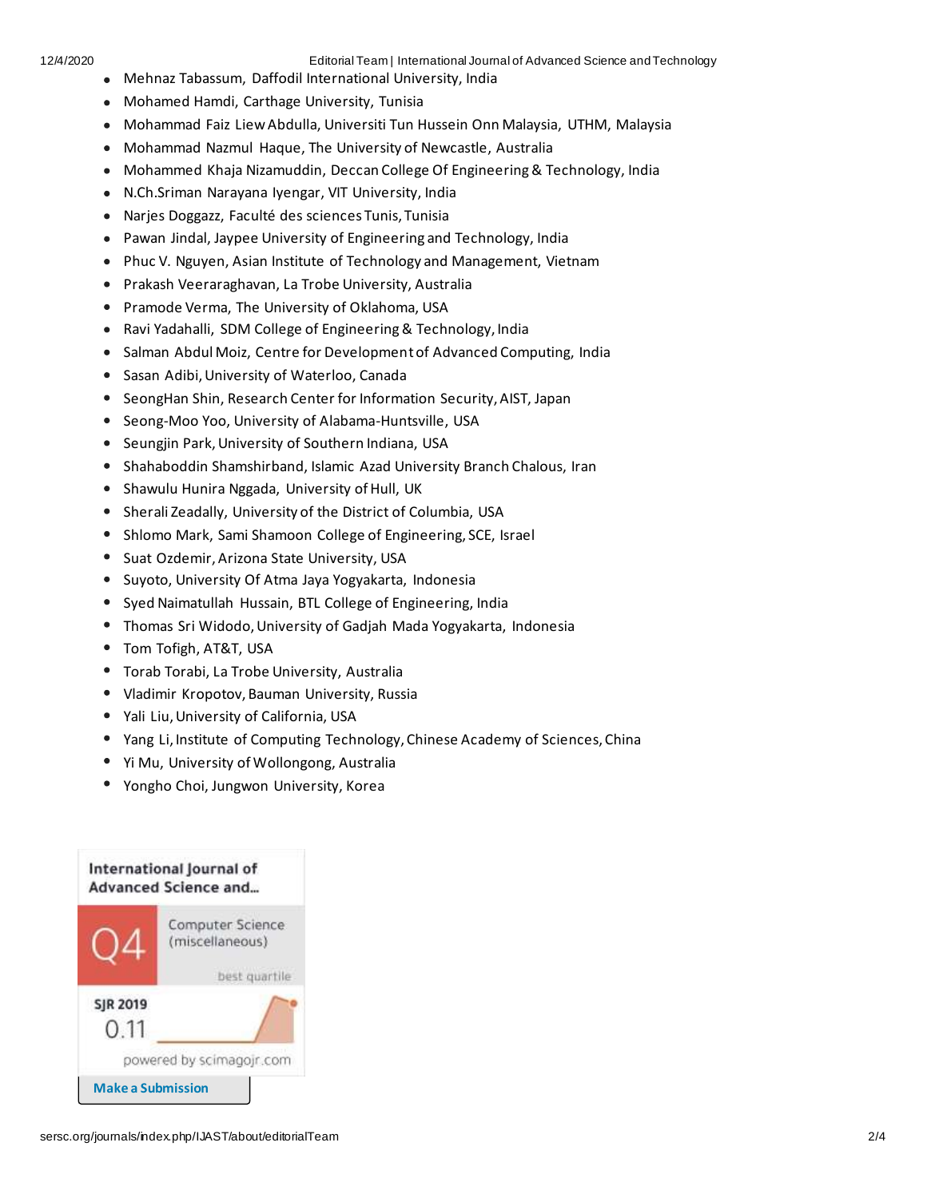- Mehnaz Tabassum, Daffodil International University, India
- Mohamed Hamdi, Carthage University, Tunisia
- Mohammad Faiz Liew Abdulla, Universiti Tun Hussein Onn Malaysia, UTHM, Malaysia
- Mohammad Nazmul Haque, The University of Newcastle, Australia
- Mohammed Khaja Nizamuddin, Deccan College Of Engineering & Technology, India
- N.Ch.Sriman Narayana Iyengar, VIT University, India
- Narjes Doggazz, Faculté des sciences Tunis, Tunisia
- Pawan Jindal, Jaypee University of Engineering and Technology, India
- Phuc V. Nguyen, Asian Institute of Technology and Management, Vietnam
- Prakash Veeraraghavan, La Trobe University, Australia
- Pramode Verma, The University of Oklahoma, USA
- Ravi Yadahalli, SDM College of Engineering & Technology, India
- Salman Abdul Moiz, Centre for Development of Advanced Computing, India
- Sasan Adibi, University of Waterloo, Canada
- SeongHan Shin, Research Center for Information Security, AIST, Japan
- Seong-Moo Yoo, University of Alabama-Huntsville, USA
- Seungjin Park, University of Southern Indiana, USA
- Shahaboddin Shamshirband, Islamic Azad University Branch Chalous, Iran
- Shawulu Hunira Nggada, University of Hull, UK
- Sherali Zeadally, University of the District of Columbia, USA
- Shlomo Mark, Sami Shamoon College of Engineering, SCE, Israel
- Suat Ozdemir, Arizona State University, USA
- Suyoto, University Of Atma Jaya Yogyakarta, Indonesia
- Syed Naimatullah Hussain, BTL College of Engineering, India
- Thomas Sri Widodo, University of Gadjah Mada Yogyakarta, Indonesia
- Tom Tofigh, AT&T, USA
- Torab Torabi, La Trobe University, Australia
- Vladimir Kropotov, Bauman University, Russia
- Yali Liu, University of California, USA
- Yang Li, Institute of Computing Technology, Chinese Academy of Sciences, China
- Yi Mu, University of Wollongong, Australia
- Yongho Choi, Jungwon University, Korea

International Journal of Advanced Science and...

Q4 Computer Science (miscellaneous)

best quartile

SJR 2019

0.11

powered by scimagojr.com

**Make a Submission**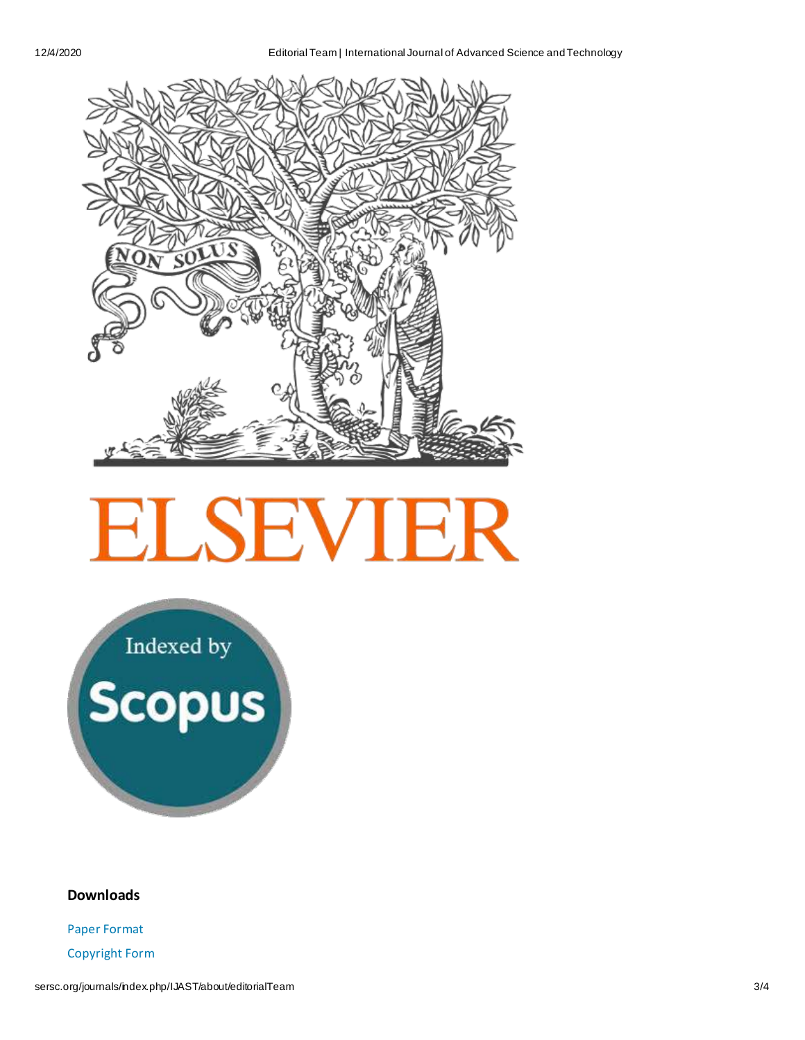ELSEVIER

Indexed by Scopus

**Downloads**

Paper Format

Copyright Form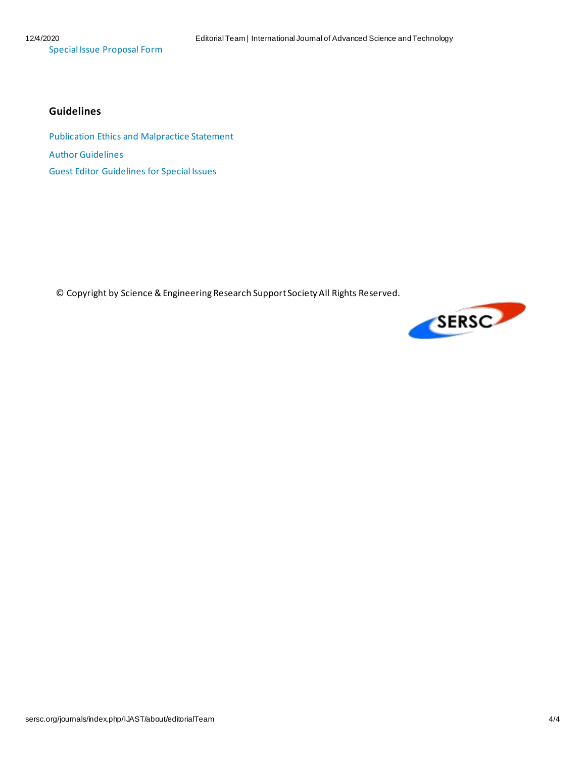Special Issue Proposal Form

## Guidelines

Publication Ethics and Malpractice Statement

Author Guidelines

Guest Editor Guidelines for Special Issues

© Copyright by Science & Engineering Research Support Society All Rights Reserved.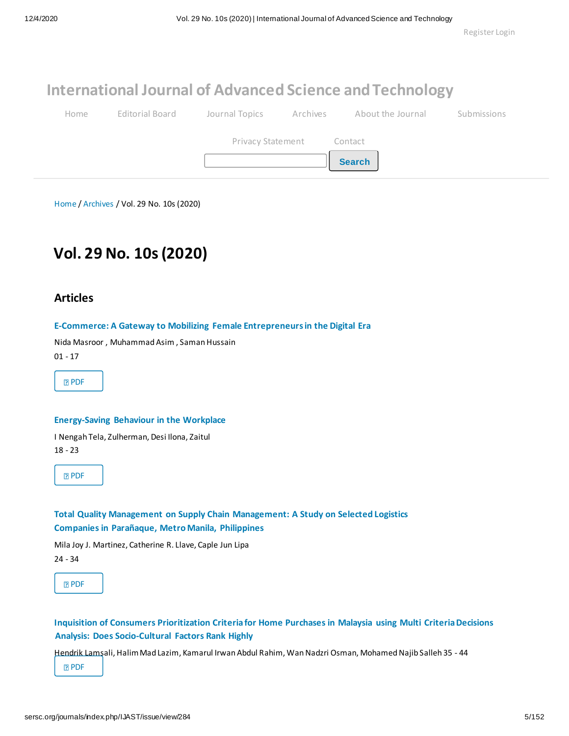Register Login

# International Journal of Advanced Science and Technology

Home | Editorial Board | Journal Topics | Archives | About the Journal | Submissions

Privacy Statement | Contact

Search

Home / Archives / Vol. 29 No. 10s (2020)

## Vol. 29 No. 10s (2020)

### Articles

**E-Commerce: A Gateway to Mobilizing Female Entrepreneurs in the Digital Era**

Nida Masroor , Muhammad Asim , Saman Hussain

01 - 17

PDF

**Energy-Saving Behaviour in the Workplace**

I Nengah Tela, Zulherman, Desi Ilona, Zaitul

18 - 23

PDF

**Total Quality Management on Supply Chain Management: A Study on Selected Logistics Companies in Parañaque, Metro Manila, Philippines**

Mila Joy J. Martinez, Catherine R. Llave, Caple Jun Lipa

24 - 34

PDF

**Inquisition of Consumers Prioritization Criteria for Home Purchases in Malaysia using Multi Criteria Decisions Analysis: Does Socio-Cultural Factors Rank Highly**

Hendrik Lamsali, Halim Mad Lazim, Kamarul Irwan Abdul Rahim, Wan Nadzri Osman, Mohamed Najib Salleh 35 - 44

PDF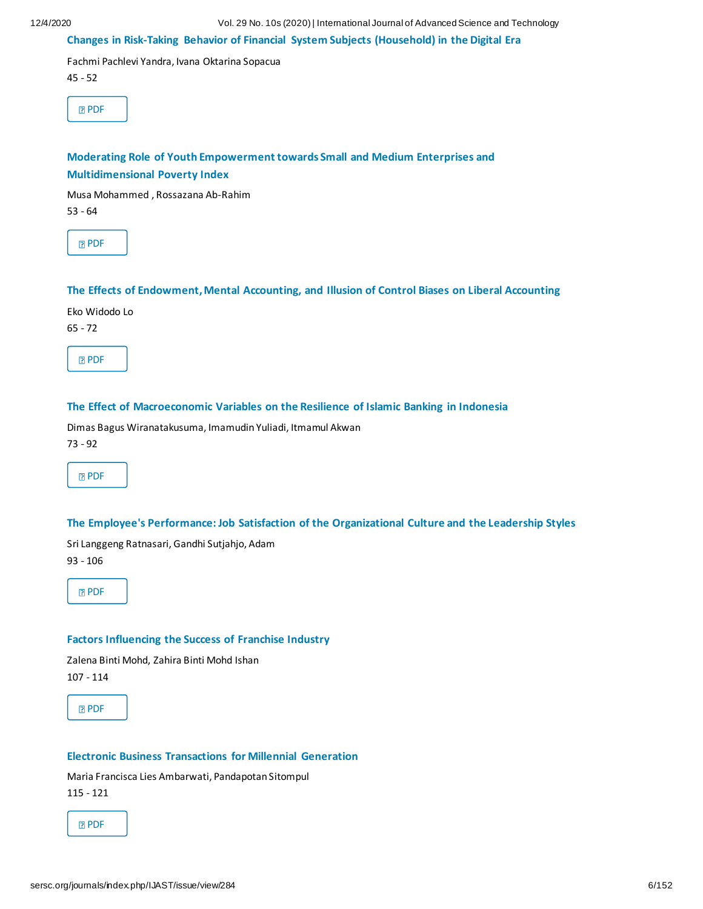### Changes in Risk-Taking Behavior of Financial System Subjects (Household) in the Digital Era

Fachmi Pachlevi Yandra, Ivana Oktarina Sopacua

45 - 52

PDF

### Moderating Role of Youth Empowerment towards Small and Medium Enterprises and Multidimensional Poverty Index

Musa Mohammed , Rossazana Ab-Rahim

53 - 64

PDF

### The Effects of Endowment, Mental Accounting, and Illusion of Control Biases on Liberal Accounting

Eko Widodo Lo

65 - 72

PDF

### The Effect of Macroeconomic Variables on the Resilience of Islamic Banking in Indonesia

Dimas Bagus Wiranatakusuma, Imamudin Yuliadi, Itmamul Akwan

73 - 92

PDF

### The Employee's Performance: Job Satisfaction of the Organizational Culture and the Leadership Styles

Sri Langgeng Ratnasari, Gandhi Sutjahjo, Adam

93 - 106

PDF

### Factors Influencing the Success of Franchise Industry

Zalena Binti Mohd, Zahira Binti Mohd Ishan

107 - 114

PDF

### Electronic Business Transactions for Millennial Generation

Maria Francisca Lies Ambarwati, Pandapotan Sitompul

115 - 121

PDF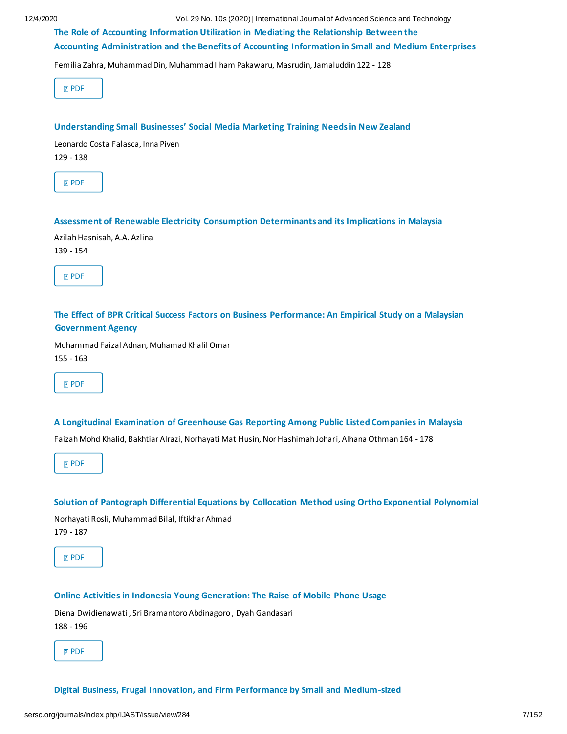### The Role of Accounting Information Utilization in Mediating the Relationship Between the Accounting Administration and the Benefits of Accounting Information in Small and Medium Enterprises

Femilia Zahra, Muhammad Din, Muhammad Ilham Pakawaru, Masrudin, Jamaluddin 122 - 128

PDF

### Understanding Small Businesses' Social Media Marketing Training Needs in New Zealand

Leonardo Costa Falasca, Inna Piven

129 - 138

PDF

### Assessment of Renewable Electricity Consumption Determinants and its Implications in Malaysia

Azilah Hasnisah, A.A. Azlina

139 - 154

PDF

### The Effect of BPR Critical Success Factors on Business Performance: An Empirical Study on a Malaysian Government Agency

Muhammad Faizal Adnan, Muhamad Khalil Omar

155 - 163

PDF

### A Longitudinal Examination of Greenhouse Gas Reporting Among Public Listed Companies in Malaysia

Faizah Mohd Khalid, Bakhtiar Alrazi, Norhayati Mat Husin, Nor Hashimah Johari, Alhana Othman 164 - 178

PDF

### Solution of Pantograph Differential Equations by Collocation Method using Ortho Exponential Polynomial

Norhayati Rosli, Muhammad Bilal, Iftikhar Ahmad

179 - 187

PDF

### Online Activities in Indonesia Young Generation: The Raise of Mobile Phone Usage

Diena Dwidienawati , Sri Bramantoro Abdinagoro , Dyah Gandasari

188 - 196

PDF

### Digital Business, Frugal Innovation, and Firm Performance by Small and Medium-sized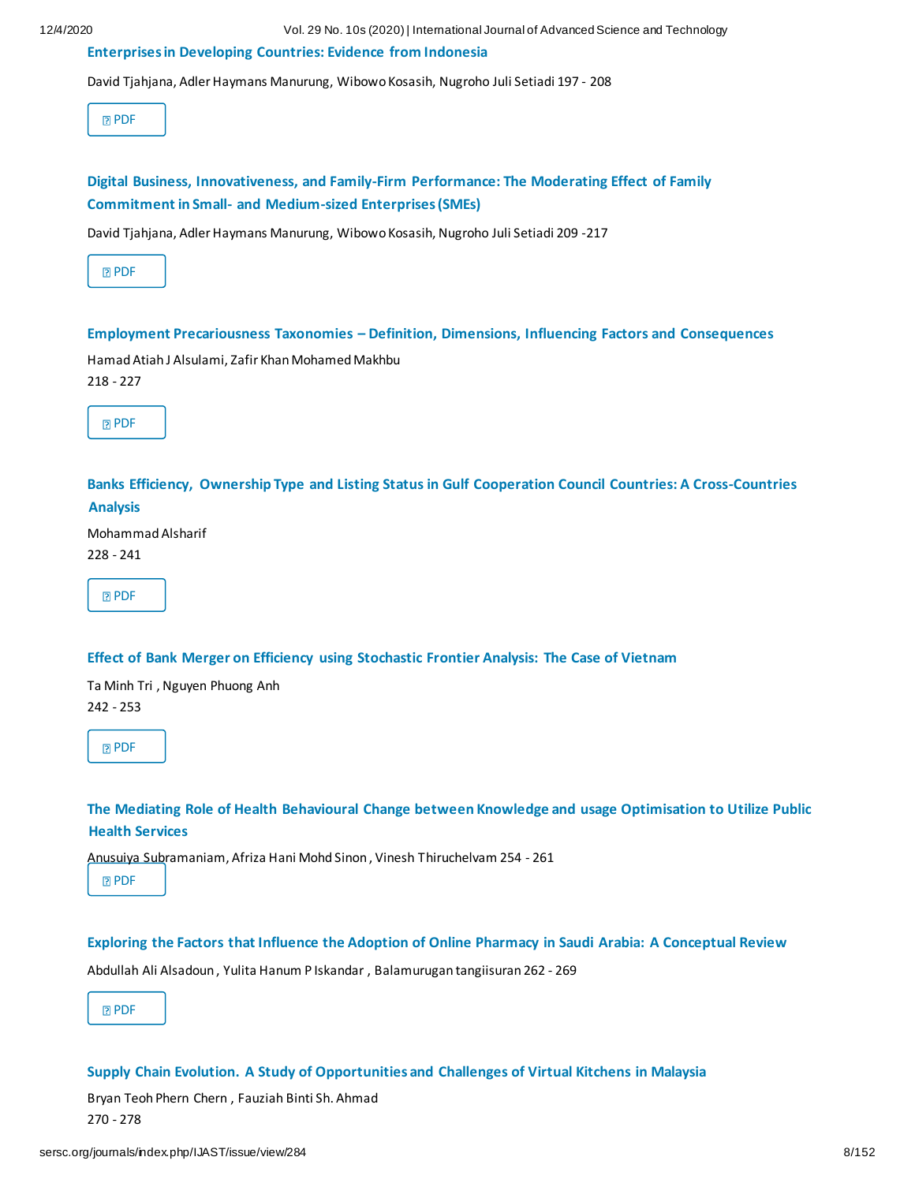**Enterprises in Developing Countries: Evidence from Indonesia**

David Tjahjana, Adler Haymans Manurung, Wibowo Kosasih, Nugroho Juli Setiadi 197 - 208

PDF

**Digital Business, Innovativeness, and Family-Firm Performance: The Moderating Effect of Family Commitment in Small- and Medium-sized Enterprises (SMEs)**

David Tjahjana, Adler Haymans Manurung, Wibowo Kosasih, Nugroho Juli Setiadi 209 -217

PDF

**Employment Precariousness Taxonomies – Definition, Dimensions, Influencing Factors and Consequences**

Hamad Atiah J Alsulami, Zafir Khan Mohamed Makhbu

218 - 227

PDF

**Banks Efficiency, Ownership Type and Listing Status in Gulf Cooperation Council Countries: A Cross-Countries Analysis**

Mohammad Alsharif

228 - 241

PDF

**Effect of Bank Merger on Efficiency using Stochastic Frontier Analysis: The Case of Vietnam**

Ta Minh Tri , Nguyen Phuong Anh

242 - 253

PDF

**The Mediating Role of Health Behavioural Change between Knowledge and usage Optimisation to Utilize Public Health Services**

Anusuiya Subramaniam, Afriza Hani Mohd Sinon , Vinesh Thiruchelvam 254 - 261

PDF

**Exploring the Factors that Influence the Adoption of Online Pharmacy in Saudi Arabia: A Conceptual Review**

Abdullah Ali Alsadoun , Yulita Hanum P Iskandar , Balamurugan tangiisuran 262 - 269

PDF

**Supply Chain Evolution. A Study of Opportunities and Challenges of Virtual Kitchens in Malaysia**

Bryan Teoh Phern Chern , Fauziah Binti Sh. Ahmad

270 - 278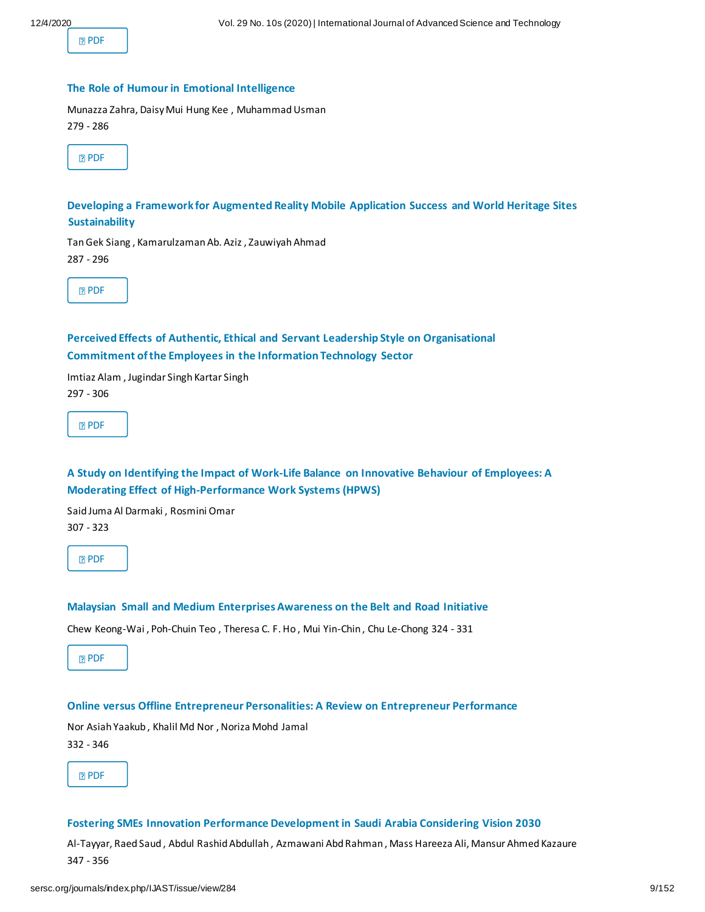PDF

### The Role of Humour in Emotional Intelligence

Munazza Zahra, Daisy Mui Hung Kee , Muhammad Usman
279 - 286

PDF

### Developing a Framework for Augmented Reality Mobile Application Success and World Heritage Sites Sustainability

Tan Gek Siang , Kamarulzaman Ab. Aziz , Zauwiyah Ahmad
287 - 296

PDF

### Perceived Effects of Authentic, Ethical and Servant Leadership Style on Organisational Commitment of the Employees in the Information Technology Sector

Imtiaz Alam , Jugindar Singh Kartar Singh
297 - 306

PDF

### A Study on Identifying the Impact of Work-Life Balance on Innovative Behaviour of Employees: A Moderating Effect of High-Performance Work Systems (HPWS)

Said Juma Al Darmaki , Rosmini Omar
307 - 323

PDF

### Malaysian Small and Medium Enterprises Awareness on the Belt and Road Initiative

Chew Keong-Wai , Poh-Chuin Teo , Theresa C. F. Ho , Mui Yin-Chin , Chu Le-Chong 324 - 331

PDF

### Online versus Offline Entrepreneur Personalities: A Review on Entrepreneur Performance

Nor Asiah Yaakub , Khalil Md Nor , Noriza Mohd Jamal
332 - 346

PDF

### Fostering SMEs Innovation Performance Development in Saudi Arabia Considering Vision 2030

Al-Tayyar, Raed Saud , Abdul Rashid Abdullah , Azmawani Abd Rahman , Mass Hareeza Ali, Mansur Ahmed Kazaure
347 - 356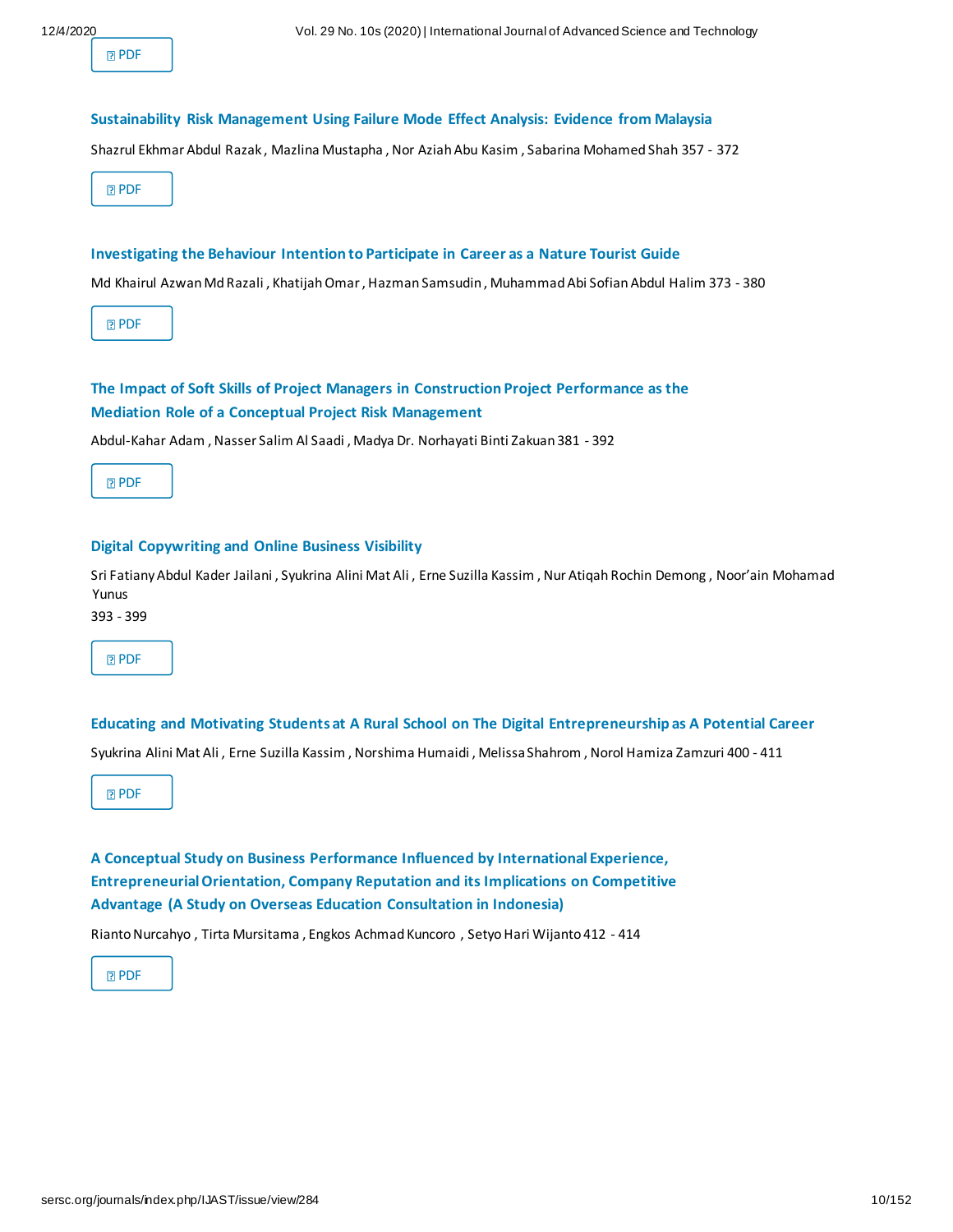PDF

### Sustainability Risk Management Using Failure Mode Effect Analysis: Evidence from Malaysia

Shazrul Ekhmar Abdul Razak , Mazlina Mustapha , Nor Aziah Abu Kasim , Sabarina Mohamed Shah 357 - 372

PDF

### Investigating the Behaviour Intention to Participate in Career as a Nature Tourist Guide

Md Khairul Azwan Md Razali , Khatijah Omar , Hazman Samsudin , Muhammad Abi Sofian Abdul Halim 373 - 380

PDF

### The Impact of Soft Skills of Project Managers in Construction Project Performance as the Mediation Role of a Conceptual Project Risk Management

Abdul-Kahar Adam , Nasser Salim Al Saadi , Madya Dr. Norhayati Binti Zakuan 381 - 392

PDF

### Digital Copywriting and Online Business Visibility

Sri Fatiany Abdul Kader Jailani , Syukrina Alini Mat Ali , Erne Suzilla Kassim , Nur Atiqah Rochin Demong , Noor'ain Mohamad Yunus

393 - 399

PDF

### Educating and Motivating Students at A Rural School on The Digital Entrepreneurship as A Potential Career

Syukrina Alini Mat Ali , Erne Suzilla Kassim , Norshima Humaidi , Melissa Shahrom , Norol Hamiza Zamzuri 400 - 411

PDF

### A Conceptual Study on Business Performance Influenced by International Experience, Entrepreneurial Orientation, Company Reputation and its Implications on Competitive Advantage (A Study on Overseas Education Consultation in Indonesia)

Rianto Nurcahyo , Tirta Mursitama , Engkos Achmad Kuncoro , Setyo Hari Wijanto 412 - 414

PDF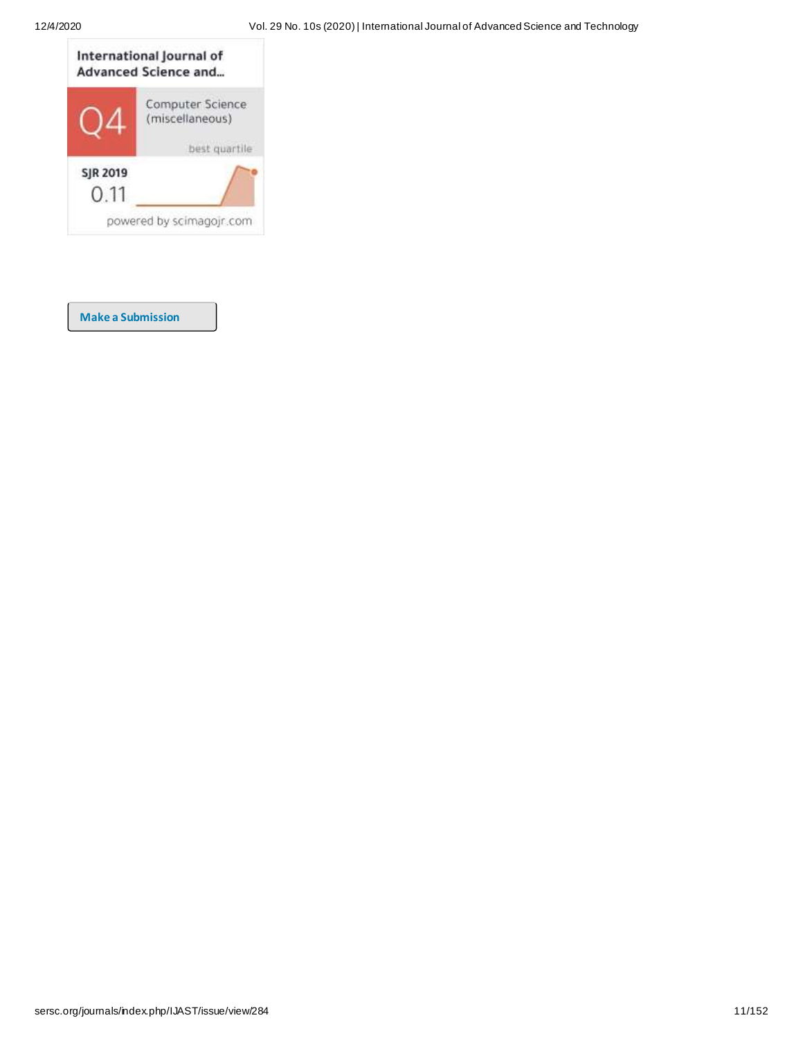International Journal of Advanced Science and...

Q4

Computer Science (miscellaneous)

best quartile

SJR 2019

0.11

powered by scimagojr.com

Make a Submission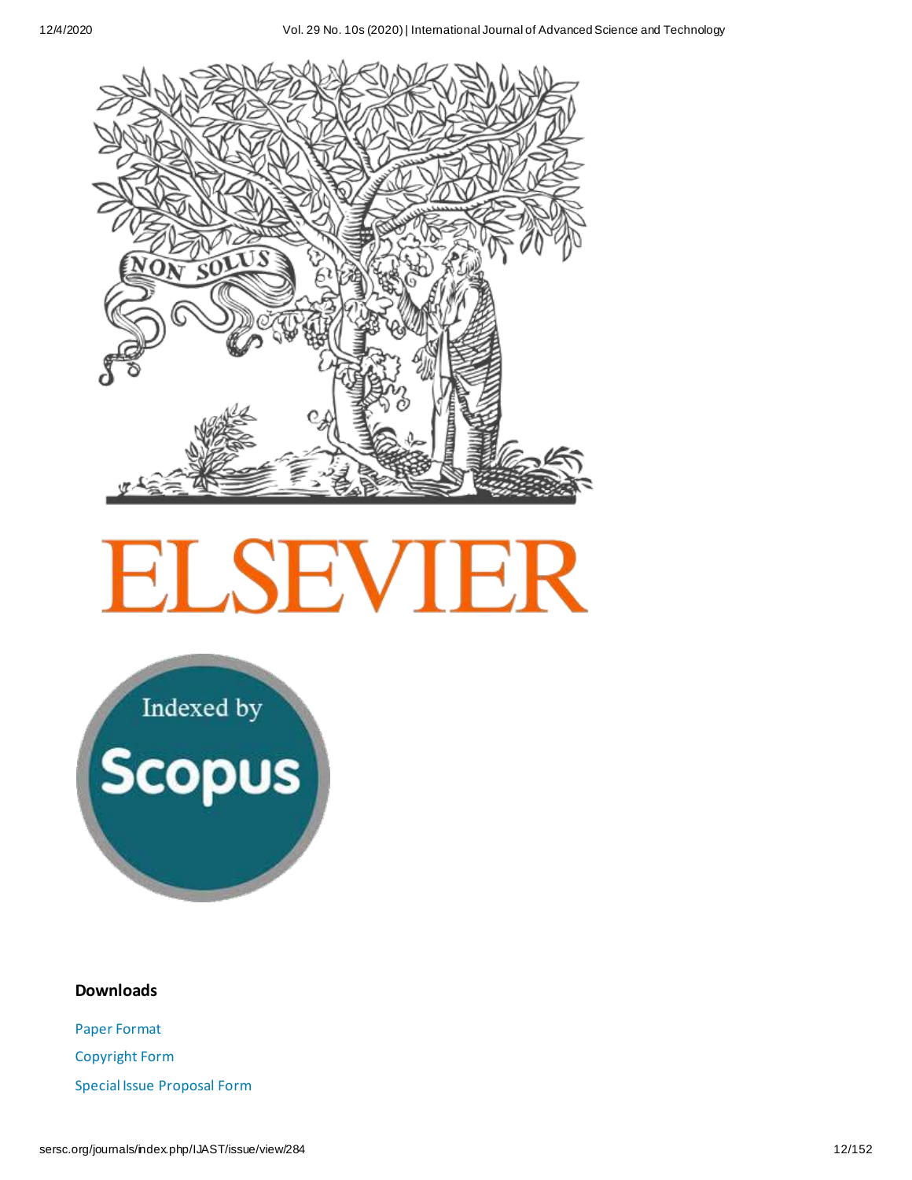## Downloads

Paper Format

Copyright Form

Special Issue Proposal Form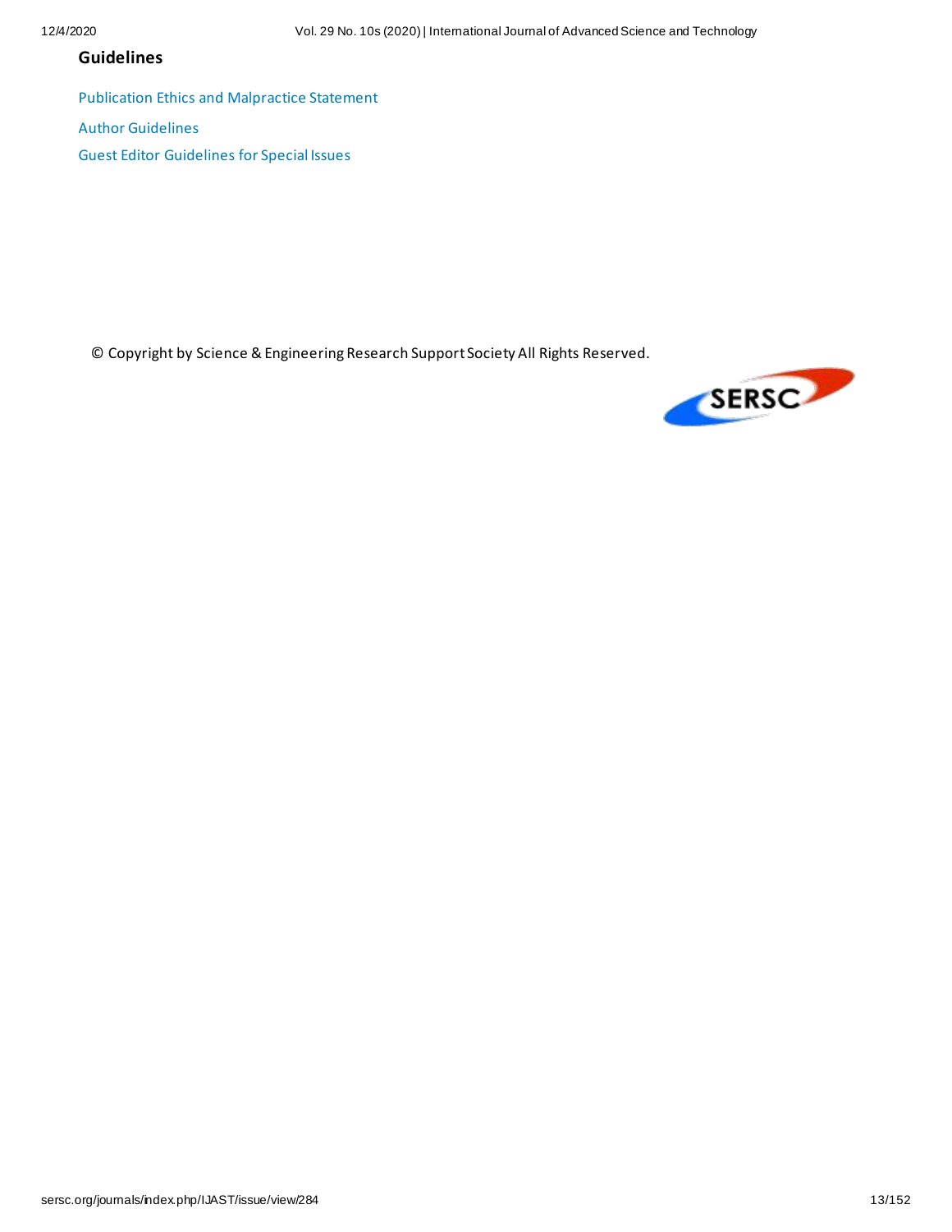## Guidelines

Publication Ethics and Malpractice Statement

Author Guidelines

Guest Editor Guidelines for Special Issues

© Copyright by Science & Engineering Research Support Society All Rights Reserved.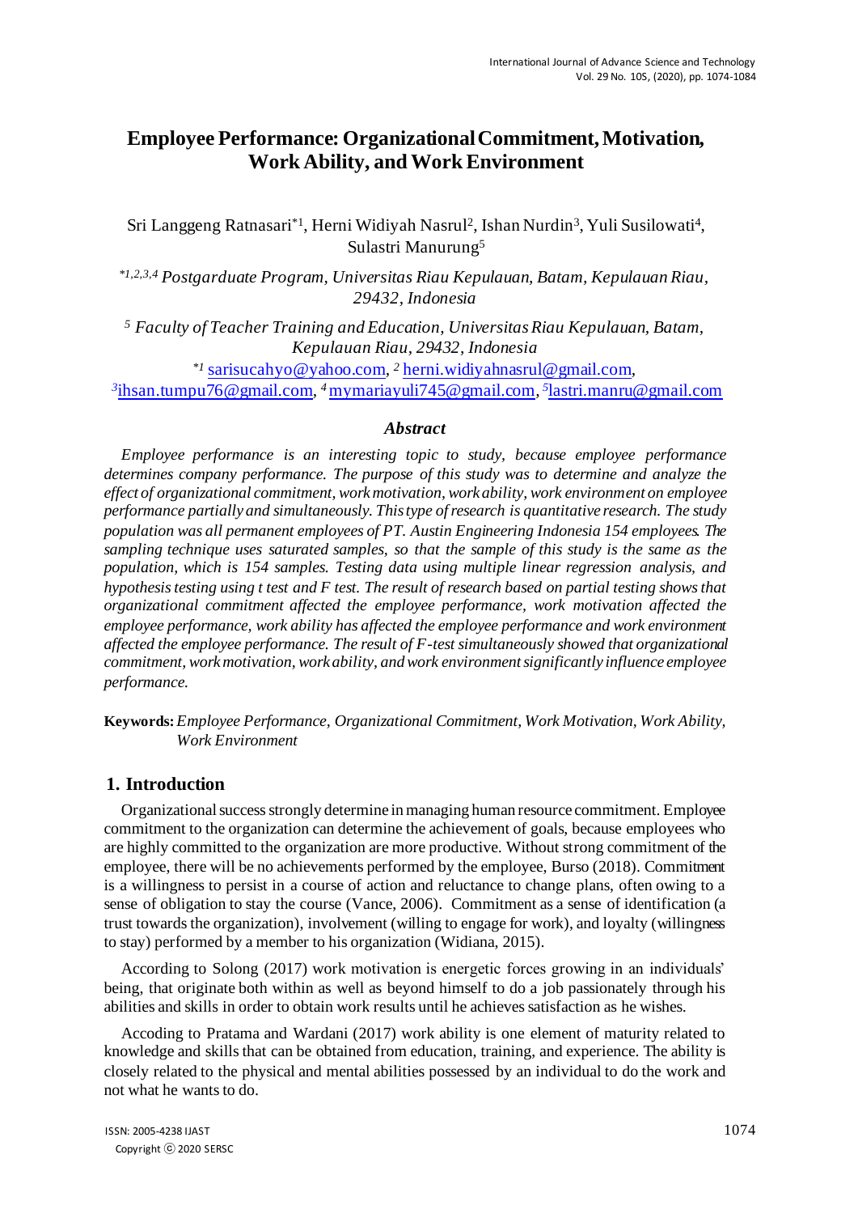# Employee Performance: Organizational Commitment, Motivation, Work Ability, and Work Environment

Sri Langgeng Ratnasari*[1], Herni Widiyah Nasrul[2], Ishan Nurdin[3], Yuli Susilowati[4], Sulastri Manurung[5]

*[1,2,3,4] *Postgarduate Program, Universitas Riau Kepulauan, Batam, Kepulauan Riau, 29432, Indonesia*

[5] *Faculty of Teacher Training and Education, Universitas Riau Kepulauan, Batam, Kepulauan Riau, 29432, Indonesia*

*[1] sarisucahyo@yahoo.com, [2] herni.widiyahnasrul@gmail.com, [3]ihsan.tumpu76@gmail.com, [4] mymariayuli745@gmail.com, [5]lastri.manru@gmail.com

### *Abstract*

*Employee performance is an interesting topic to study, because employee performance determines company performance. The purpose of this study was to determine and analyze the effect of organizational commitment, work motivation, work ability, work environment on employee performance partially and simultaneously. This type of research is quantitative research. The study population was all permanent employees of PT. Austin Engineering Indonesia 154 employees. The sampling technique uses saturated samples, so that the sample of this study is the same as the population, which is 154 samples. Testing data using multiple linear regression analysis, and hypothesis testing using t test and F test. The result of research based on partial testing shows that organizational commitment affected the employee performance, work motivation affected the employee performance, work ability has affected the employee performance and work environment affected the employee performance. The result of F-test simultaneously showed that organizational commitment, work motivation, work ability, and work environment significantly influence employee performance.*

**Keywords:** *Employee Performance, Organizational Commitment, Work Motivation, Work Ability, Work Environment*

## 1. Introduction

Organizational success strongly determine in managing human resource commitment. Employee commitment to the organization can determine the achievement of goals, because employees who are highly committed to the organization are more productive. Without strong commitment of the employee, there will be no achievements performed by the employee, Burso (2018). Commitment is a willingness to persist in a course of action and reluctance to change plans, often owing to a sense of obligation to stay the course (Vance, 2006). Commitment as a sense of identification (a trust towards the organization), involvement (willing to engage for work), and loyalty (willingness to stay) performed by a member to his organization (Widiana, 2015).

According to Solong (2017) work motivation is energetic forces growing in an individuals' being, that originate both within as well as beyond himself to do a job passionately through his abilities and skills in order to obtain work results until he achieves satisfaction as he wishes.

Accoding to Pratama and Wardani (2017) work ability is one element of maturity related to knowledge and skills that can be obtained from education, training, and experience. The ability is closely related to the physical and mental abilities possessed by an individual to do the work and not what he wants to do.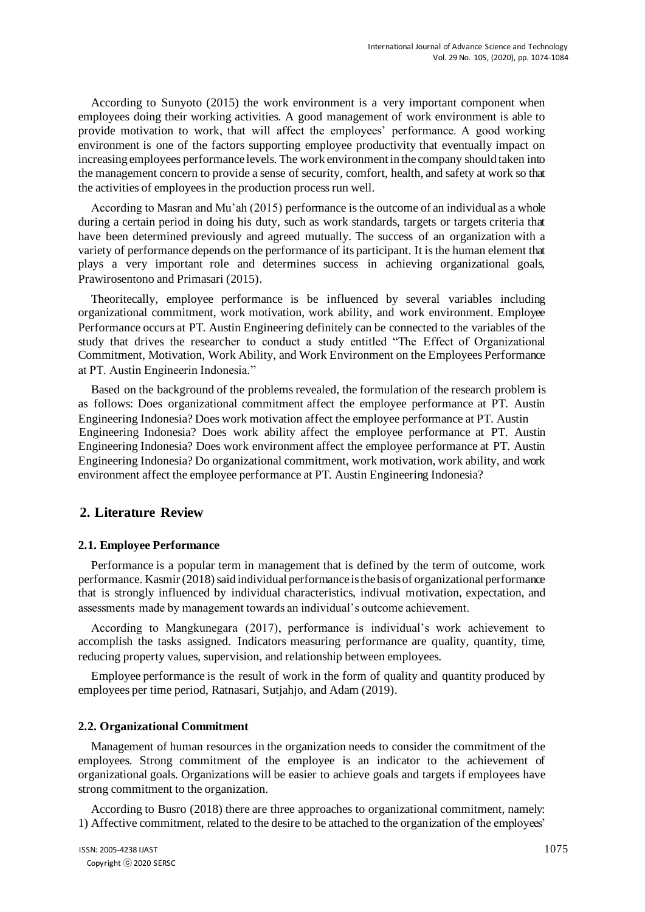According to Sunyoto (2015) the work environment is a very important component when employees doing their working activities. A good management of work environment is able to provide motivation to work, that will affect the employees' performance. A good working environment is one of the factors supporting employee productivity that eventually impact on increasing employees performance levels. The work environment in the company should taken into the management concern to provide a sense of security, comfort, health, and safety at work so that the activities of employees in the production process run well.

According to Masran and Mu'ah (2015) performance is the outcome of an individual as a whole during a certain period in doing his duty, such as work standards, targets or targets criteria that have been determined previously and agreed mutually. The success of an organization with a variety of performance depends on the performance of its participant. It is the human element that plays a very important role and determines success in achieving organizational goals, Prawirosentono and Primasari (2015).

Theoritecally, employee performance is be influenced by several variables including organizational commitment, work motivation, work ability, and work environment. Employee Performance occurs at PT. Austin Engineering definitely can be connected to the variables of the study that drives the researcher to conduct a study entitled "The Effect of Organizational Commitment, Motivation, Work Ability, and Work Environment on the Employees Performance at PT. Austin Engineerin Indonesia."

Based on the background of the problems revealed, the formulation of the research problem is as follows: Does organizational commitment affect the employee performance at PT. Austin Engineering Indonesia? Does work motivation affect the employee performance at PT. Austin Engineering Indonesia? Does work ability affect the employee performance at PT. Austin Engineering Indonesia? Does work environment affect the employee performance at PT. Austin Engineering Indonesia? Do organizational commitment, work motivation, work ability, and work environment affect the employee performance at PT. Austin Engineering Indonesia?

## 2. Literature Review

### 2.1. Employee Performance

Performance is a popular term in management that is defined by the term of outcome, work performance. Kasmir (2018) said individual performance is the basis of organizational performance that is strongly influenced by individual characteristics, indivual motivation, expectation, and assessments made by management towards an individual's outcome achievement.

According to Mangkunegara (2017), performance is individual's work achievement to accomplish the tasks assigned. Indicators measuring performance are quality, quantity, time, reducing property values, supervision, and relationship between employees.

Employee performance is the result of work in the form of quality and quantity produced by employees per time period, Ratnasari, Sutjahjo, and Adam (2019).

### 2.2. Organizational Commitment

Management of human resources in the organization needs to consider the commitment of the employees. Strong commitment of the employee is an indicator to the achievement of organizational goals. Organizations will be easier to achieve goals and targets if employees have strong commitment to the organization.

According to Busro (2018) there are three approaches to organizational commitment, namely: 1) Affective commitment, related to the desire to be attached to the organization of the employees'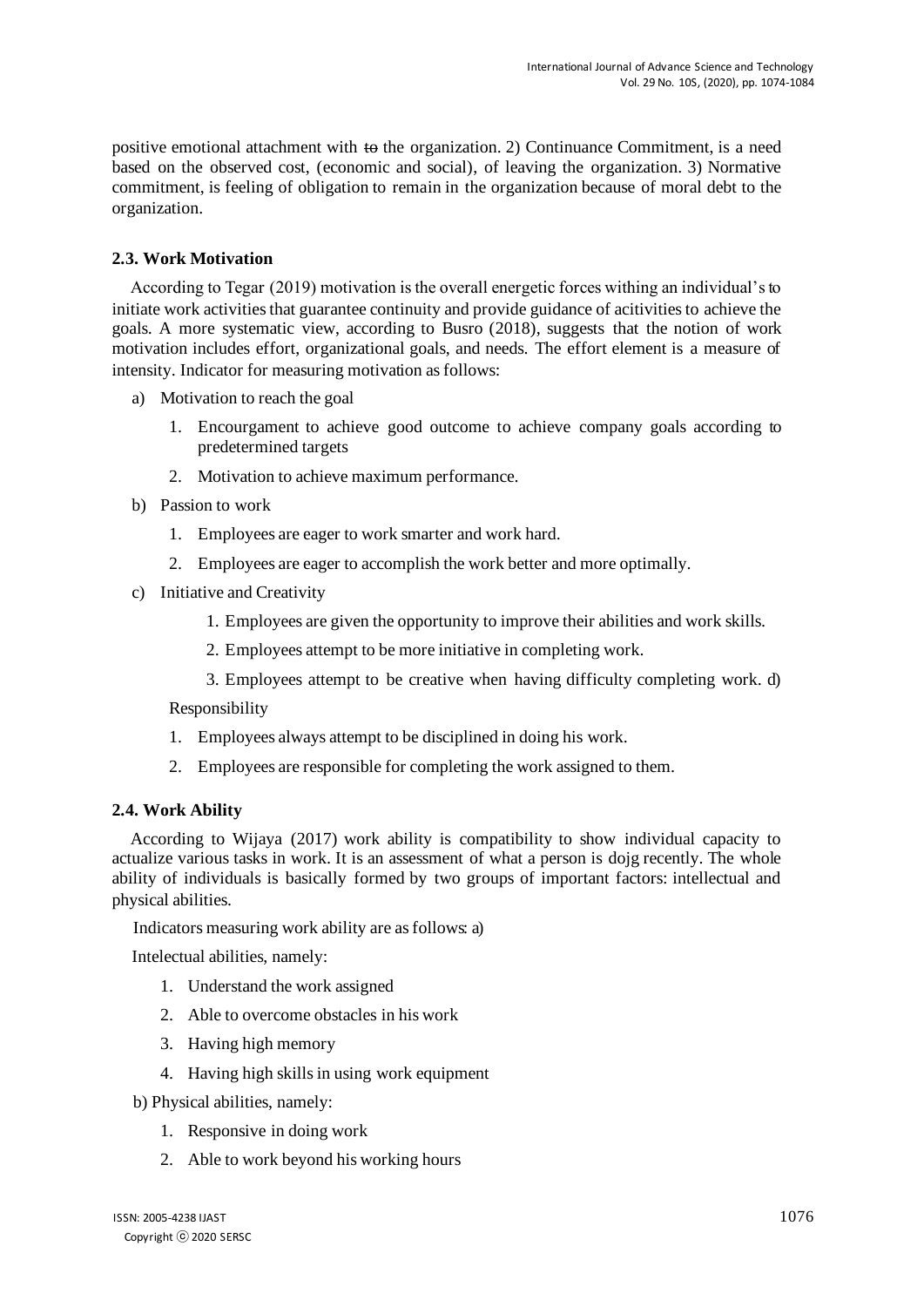positive emotional attachment with ~~to~~ the organization. 2) Continuance Commitment, is a need based on the observed cost, (economic and social), of leaving the organization. 3) Normative commitment, is feeling of obligation to remain in the organization because of moral debt to the organization.

### 2.3. Work Motivation

According to Tegar (2019) motivation is the overall energetic forces withing an individual's to initiate work activities that guarantee continuity and provide guidance of acitivities to achieve the goals. A more systematic view, according to Busro (2018), suggests that the notion of work motivation includes effort, organizational goals, and needs. The effort element is a measure of intensity. Indicator for measuring motivation as follows:

a) Motivation to reach the goal
   1. Encourgament to achieve good outcome to achieve company goals according to predetermined targets
   2. Motivation to achieve maximum performance.
b) Passion to work
   1. Employees are eager to work smarter and work hard.
   2. Employees are eager to accomplish the work better and more optimally.
c) Initiative and Creativity
   1. Employees are given the opportunity to improve their abilities and work skills.
   2. Employees attempt to be more initiative in completing work.
   3. Employees attempt to be creative when having difficulty completing work.
d) Responsibility
   1. Employees always attempt to be disciplined in doing his work.
   2. Employees are responsible for completing the work assigned to them.

### 2.4. Work Ability

According to Wijaya (2017) work ability is compatibility to show individual capacity to actualize various tasks in work. It is an assessment of what a person is dojg recently. The whole ability of individuals is basically formed by two groups of important factors: intellectual and physical abilities.

Indicators measuring work ability are as follows:

a) Intelectual abilities, namely:
   1. Understand the work assigned
   2. Able to overcome obstacles in his work
   3. Having high memory
   4. Having high skills in using work equipment
b) Physical abilities, namely:
   1. Responsive in doing work
   2. Able to work beyond his working hours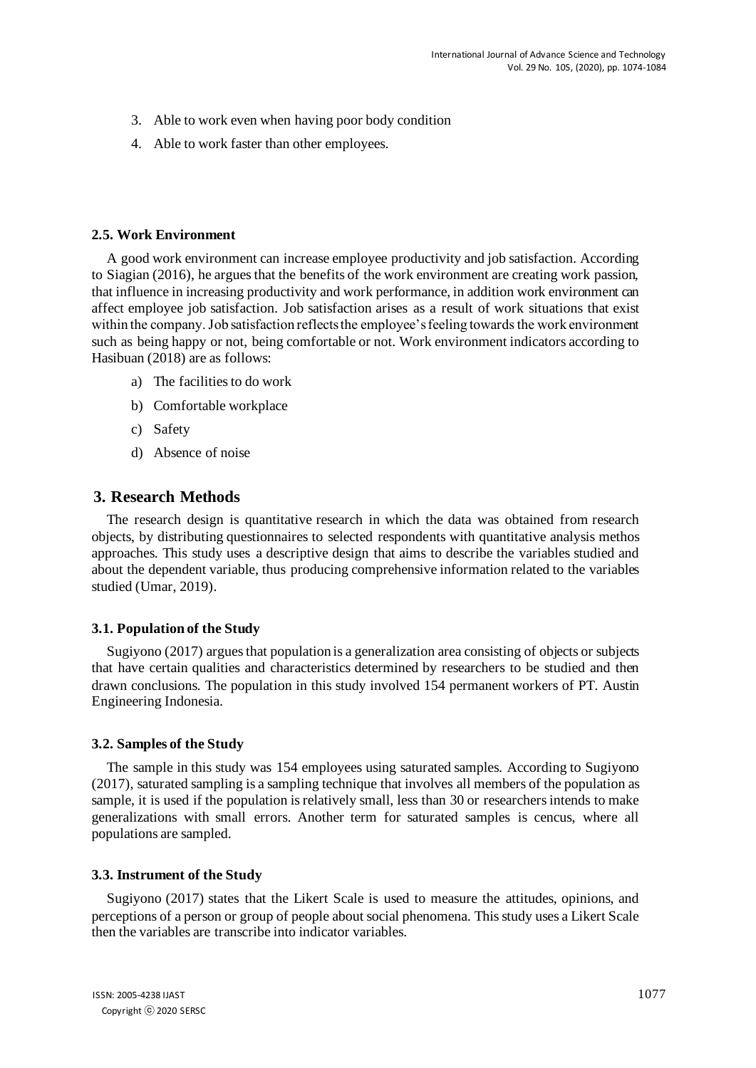3. Able to work even when having poor body condition
4. Able to work faster than other employees.

### 2.5. Work Environment

A good work environment can increase employee productivity and job satisfaction. According to Siagian (2016), he argues that the benefits of the work environment are creating work passion, that influence in increasing productivity and work performance, in addition work environment can affect employee job satisfaction. Job satisfaction arises as a result of work situations that exist within the company. Job satisfaction reflects the employee's feeling towards the work environment such as being happy or not, being comfortable or not. Work environment indicators according to Hasibuan (2018) are as follows:

a) The facilities to do work
b) Comfortable workplace
c) Safety
d) Absence of noise

## 3. Research Methods

The research design is quantitative research in which the data was obtained from research objects, by distributing questionnaires to selected respondents with quantitative analysis methos approaches. This study uses a descriptive design that aims to describe the variables studied and about the dependent variable, thus producing comprehensive information related to the variables studied (Umar, 2019).

### 3.1. Population of the Study

Sugiyono (2017) argues that population is a generalization area consisting of objects or subjects that have certain qualities and characteristics determined by researchers to be studied and then drawn conclusions. The population in this study involved 154 permanent workers of PT. Austin Engineering Indonesia.

### 3.2. Samples of the Study

The sample in this study was 154 employees using saturated samples. According to Sugiyono (2017), saturated sampling is a sampling technique that involves all members of the population as sample, it is used if the population is relatively small, less than 30 or researchers intends to make generalizations with small errors. Another term for saturated samples is cencus, where all populations are sampled.

### 3.3. Instrument of the Study

Sugiyono (2017) states that the Likert Scale is used to measure the attitudes, opinions, and perceptions of a person or group of people about social phenomena. This study uses a Likert Scale then the variables are transcribe into indicator variables.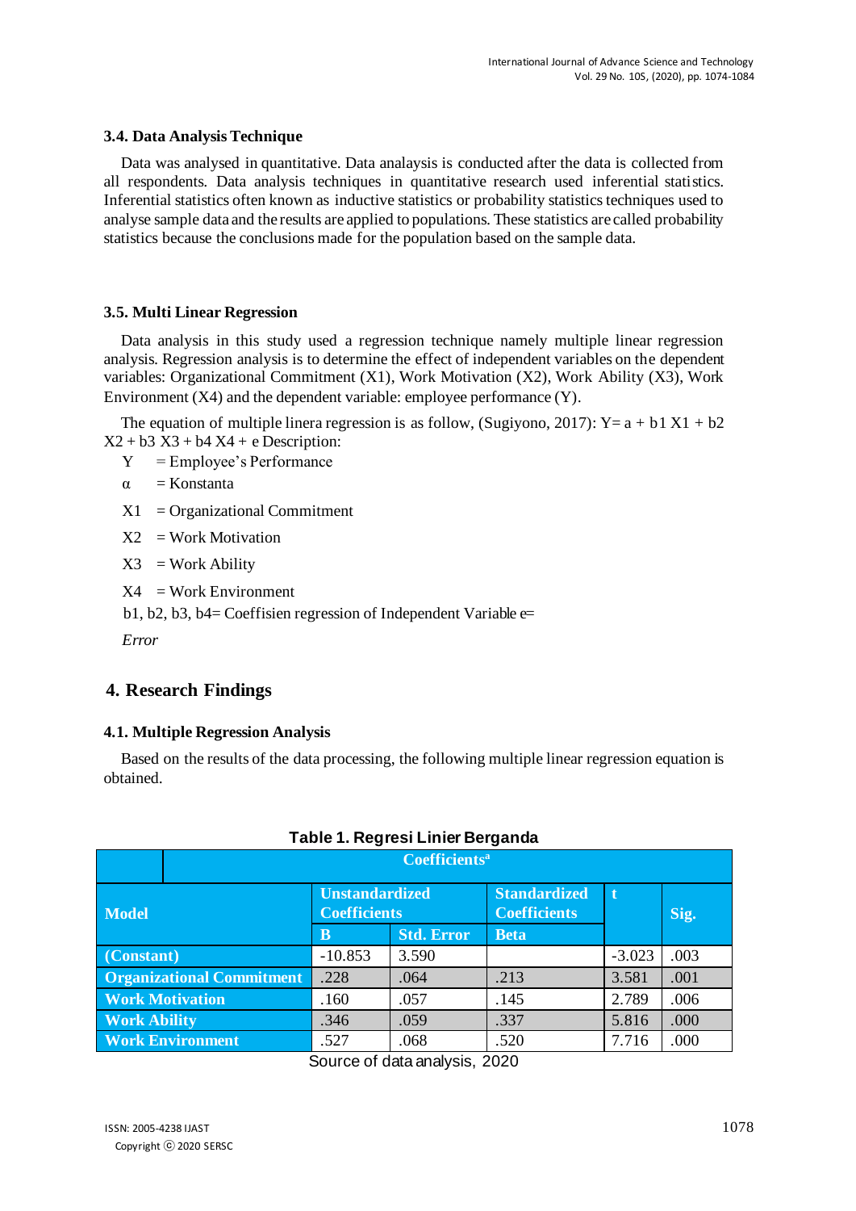### 3.4. Data Analysis Technique

Data was analysed in quantitative. Data analysis is conducted after the data is collected from all respondents. Data analysis techniques in quantitative research used inferential statistics. Inferential statistics often known as inductive statistics or probability statistics techniques used to analyse sample data and the results are applied to populations. These statistics are called probability statistics because the conclusions made for the population based on the sample data.

### 3.5. Multi Linear Regression

Data analysis in this study used a regression technique namely multiple linear regression analysis. Regression analysis is to determine the effect of independent variables on the dependent variables: Organizational Commitment (X1), Work Motivation (X2), Work Ability (X3), Work Environment (X4) and the dependent variable: employee performance (Y).

The equation of multiple linera regression is as follow, (Sugiyono, 2017): $Y = a + b1\ X1 + b2\ X2 + b3\ X3 + b4\ X4 + e$ Description:

Y = Employee's Performance

α = Konstanta

X1 = Organizational Commitment

X2 = Work Motivation

X3 = Work Ability

X4 = Work Environment

b1, b2, b3, b4= Coeffisien regression of Independent Variable e=

*Error*

## 4. Research Findings

### 4.1. Multiple Regression Analysis

Based on the results of the data processing, the following multiple linear regression equation is obtained.

**Table 1. Regresi Linier Berganda**

| Coefficients[a] | | | | | |
|---|---|---|---|---|---|
| Model | Unstandardized Coefficients | | Standardized Coefficients | t | Sig. |
| | B | Std. Error | Beta | | |
| (Constant) | -10.853 | 3.590 | | -3.023 | .003 |
| Organizational Commitment | .228 | .064 | .213 | 3.581 | .001 |
| Work Motivation | .160 | .057 | .145 | 2.789 | .006 |
| Work Ability | .346 | .059 | .337 | 5.816 | .000 |
| Work Environment | .527 | .068 | .520 | 7.716 | .000 |

Source of data analysis, 2020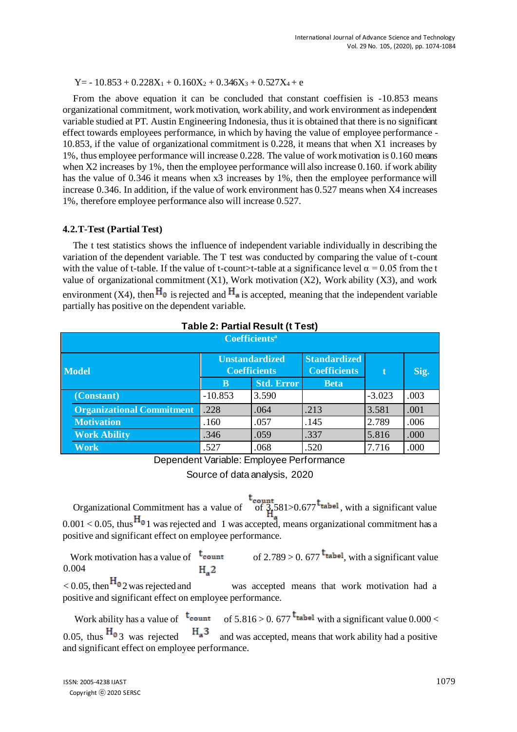$$Y= - 10.853 + 0.228X_1 + 0.160X_2 + 0.346X_3 + 0.527X_4 + e$$

From the above equation it can be concluded that constant coeffisien is -10.853 means organizational commitment, work motivation, work ability, and work environment as independent variable studied at PT. Austin Engineering Indonesia, thus it is obtained that there is no significant effect towards employees performance, in which by having the value of employee performance -10.853, if the value of organizational commitment is 0.228, it means that when X1 increases by 1%, thus employee performance will increase 0.228. The value of work motivation is 0.160 means when X2 increases by 1%, then the employee performance will also increase 0.160. if work ability has the value of 0.346 it means when x3 increases by 1%, then the employee performance will increase 0.346. In addition, if the value of work environment has 0.527 means when X4 increases 1%, therefore employee performance also will increase 0.527.

### 4.2.T-Test (Partial Test)

The t test statistics shows the influence of independent variable individually in describing the variation of the dependent variable. The T test was conducted by comparing the value of t-count with the value of t-table. If the value of t-count>t-table at a significance level $\alpha = 0.05$ from the t value of organizational commitment (X1), Work motivation (X2), Work ability (X3), and work environment (X4), then $H_0$ is rejected and $H_a$ is accepted, meaning that the independent variable partially has positive on the dependent variable.

**Table 2: Partial Result (t Test)**

| Coefficients[a] | | | | | |
|---|---|---|---|---|---|
| Model | Unstandardized Coefficients | | Standardized Coefficients | t | Sig. |
| | B | Std. Error | Beta | | |
| (Constant) | -10.853 | 3.590 | | -3.023 | .003 |
| Organizational Commitment | .228 | .064 | .213 | 3.581 | .001 |
| Motivation | .160 | .057 | .145 | 2.789 | .006 |
| Work Ability | .346 | .059 | .337 | 5.816 | .000 |
| Work | .527 | .068 | .520 | 7.716 | .000 |

Dependent Variable: Employee Performance

Source of data analysis, 2020

Organizational Commitment has a value of $t_{count}$ of 3,581>0.677 $t_{tabel}$, with a significant value 0.001 < 0.05, thus $H_0$1 was rejected and $H_a$1 was accepted, means organizational commitment has a positive and significant effect on employee performance.

Work motivation has a value of $t_{count}$ of 2.789 > 0. 677 $t_{tabel}$, with a significant value 0.004 < 0.05, then $H_0$2 was rejected and $H_a$2 was accepted means that work motivation had a positive and significant effect on employee performance.

Work ability has a value of $t_{count}$ of 5.816 > 0. 677 $t_{tabel}$ with a significant value 0.000 < 0.05, thus $H_0$3 was rejected $H_a$3 and was accepted, means that work ability had a positive and significant effect on employee performance.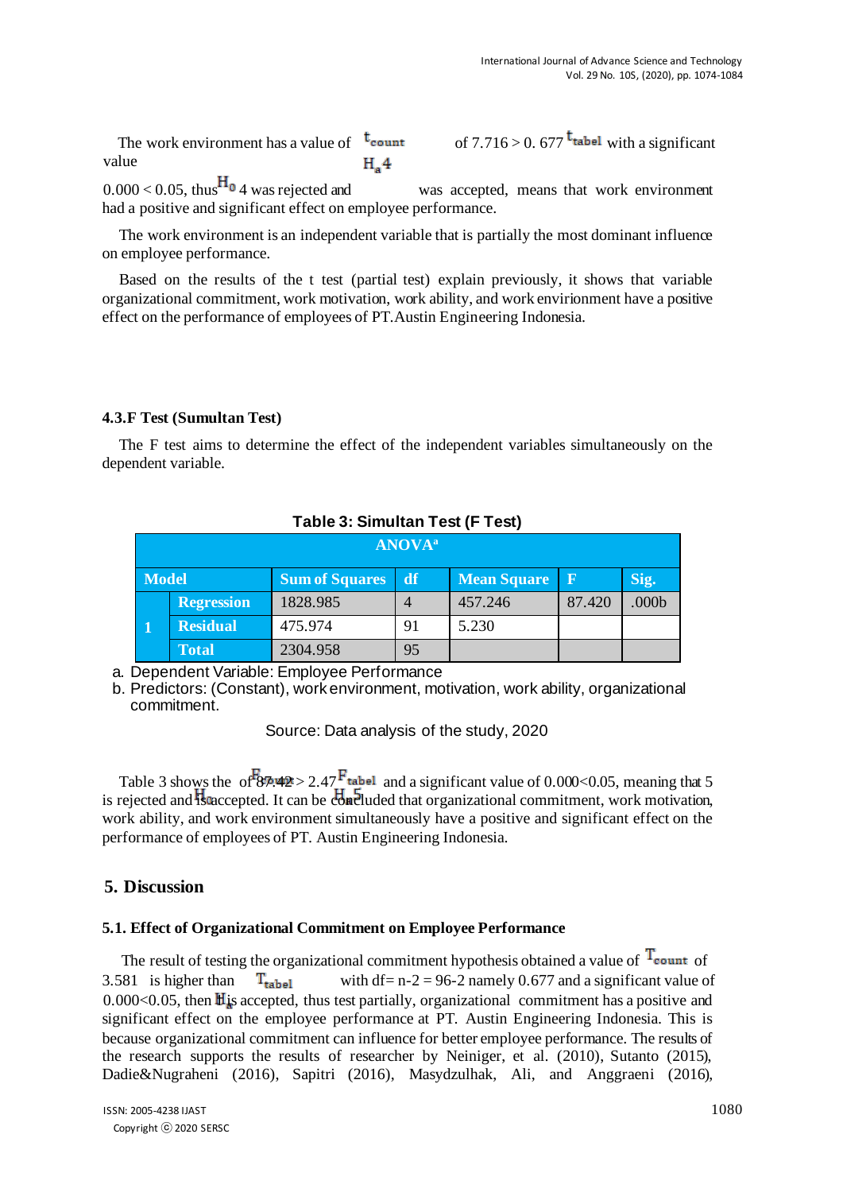The work environment has a value of $t_{count}$ of 7.716 > 0. 677 $t_{tabel}$ with a significant value 0.000 < 0.05, thus $H_0$ 4 was rejected and $H_a$4 was accepted, means that work environment had a positive and significant effect on employee performance.

The work environment is an independent variable that is partially the most dominant influence on employee performance.

Based on the results of the t test (partial test) explain previously, it shows that variable organizational commitment, work motivation, work ability, and work envirionment have a positive effect on the performance of employees of PT.Austin Engineering Indonesia.

### 4.3.F Test (Sumultan Test)

The F test aims to determine the effect of the independent variables simultaneously on the dependent variable.

**Table 3: Simultan Test (F Test)**

| ANOVA[a] | | | | | | |
|---|---|---|---|---|---|---|
| Model | | Sum of Squares | df | Mean Square | F | Sig. |
| 1 | Regression | 1828.985 | 4 | 457.246 | 87.420 | .000b |
| | Residual | 475.974 | 91 | 5.230 | | |
| | Total | 2304.958 | 95 | | | |

a. Dependent Variable: Employee Performance
b. Predictors: (Constant), work environment, motivation, work ability, organizational commitment.

Source: Data analysis of the study, 2020

Table 3 shows the $F_{count}$ of 87.42 > 2.47 $F_{tabel}$ and a significant value of 0.000<0.05, meaning that 5 $H_0$ is rejected and $H_a$5 is accepted. It can be concluded that organizational commitment, work motivation, work ability, and work environment simultaneously have a positive and significant effect on the performance of employees of PT. Austin Engineering Indonesia.

## 5. Discussion

### 5.1. Effect of Organizational Commitment on Employee Performance

The result of testing the organizational commitment hypothesis obtained a value of $T_{count}$ of 3.581 is higher than $T_{tabel}$ with df= n-2 = 96-2 namely 0.677 and a significant value of 0.000<0.05, then $H_a$ is accepted, thus test partially, organizational commitment has a positive and significant effect on the employee performance at PT. Austin Engineering Indonesia. This is because organizational commitment can influence for better employee performance. The results of the research supports the results of researcher by Neiniger, et al. (2010), Sutanto (2015), Dadie&Nugraheni (2016), Sapitri (2016), Masydzulhak, Ali, and Anggraeni (2016),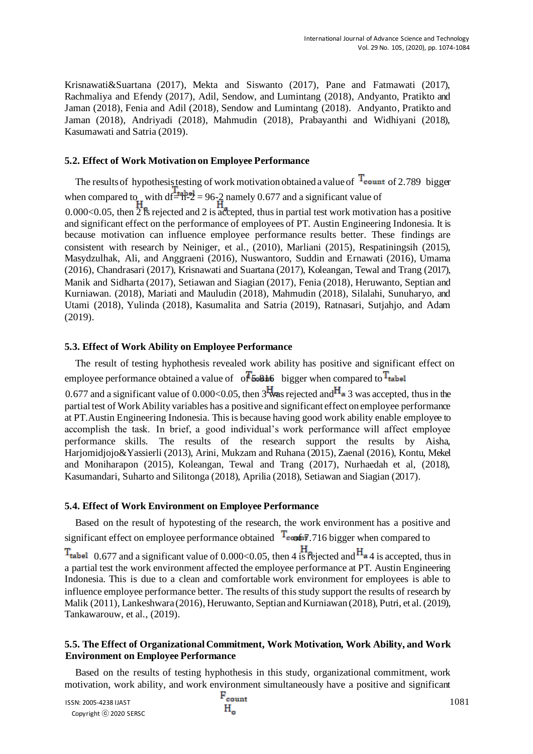Krisnawati&Suartana (2017), Mekta and Siswanto (2017), Pane and Fatmawati (2017), Rachmaliya and Efendy (2017), Adil, Sendow, and Lumintang (2018), Andyanto, Pratikto and Jaman (2018), Fenia and Adil (2018), Sendow and Lumintang (2018). Andyanto, Pratikto and Jaman (2018), Andriyadi (2018), Mahmudin (2018), Prabayanthi and Widhiyani (2018), Kasumawati and Satria (2019).

### 5.2. Effect of Work Motivation on Employee Performance

The results of hypothesis testing of work motivation obtained a value of $T_{count}$ of 2.789 bigger when compared to $T_{tabel}$ with df= n-2 = 96-2 namely 0.677 and a significant value of 0.000<0.05, then 2 $H_o$ is rejected and 2 $H_a$ is accepted, thus in partial test work motivation has a positive and significant effect on the performance of employees of PT. Austin Engineering Indonesia. It is because motivation can influence employee performance results better. These findings are consistent with research by Neiniger, et al., (2010), Marliani (2015), Respatiningsih (2015), Masydzulhak, Ali, and Anggraeni (2016), Nuswantoro, Suddin and Ernawati (2016), Umama (2016), Chandrasari (2017), Krisnawati and Suartana (2017), Koleangan, Tewal and Trang (2017), Manik and Sidharta (2017), Setiawan and Siagian (2017), Fenia (2018), Heruwanto, Septian and Kurniawan. (2018), Mariati and Mauludin (2018), Mahmudin (2018), Silalahi, Sunuharyo, and Utami (2018), Yulinda (2018), Kasumalita and Satria (2019), Ratnasari, Sutjahjo, and Adam (2019).

### 5.3. Effect of Work Ability on Employee Performance

The result of testing hyphothesis revealed work ability has positive and significant effect on employee performance obtained a value of $T_{count}$ of 5.816 bigger when compared to $T_{tabel}$ 0.677 and a significant value of 0.000<0.05, then 3 $H_o$ was rejected and $H_a$ 3 was accepted, thus in the partial test of Work Ability variables has a positive and significant effect on employee performance at PT.Austin Engineering Indonesia. This is because having good work ability enable employee to accomplish the task. In brief, a good individual's work performance will affect employee performance skills. The results of the research support the results by Aisha, Harjomidjojo&Yassierli (2013), Arini, Mukzam and Ruhana (2015), Zaenal (2016), Kontu, Mekel and Moniharapon (2015), Koleangan, Tewal and Trang (2017), Nurhaedah et al, (2018), Kasumandari, Suharto and Silitonga (2018), Aprilia (2018), Setiawan and Siagian (2017).

### 5.4. Effect of Work Environment on Employee Performance

Based on the result of hypotesting of the research, the work environment has a positive and significant effect on employee performance obtained $T_{count}$ of 7.716 bigger when compared to $T_{tabel}$ 0.677 and a significant value of 0.000<0.05, then 4 $H_o$ is rejected and $H_a$ 4 is accepted, thus in a partial test the work environment affected the employee performance at PT. Austin Engineering Indonesia. This is due to a clean and comfortable work environment for employees is able to influence employee performance better. The results of this study support the results of research by Malik (2011), Lankeshwara (2016), Heruwanto, Septian and Kurniawan (2018), Putri, et al. (2019), Tankawarouw, et al., (2019).

### 5.5. The Effect of Organizational Commitment, Work Motivation, Work Ability, and Work Environment on Employee Performance

Based on the results of testing hyphothesis in this study, organizational commitment, work motivation, work ability, and work environment simultaneously have a positive and significant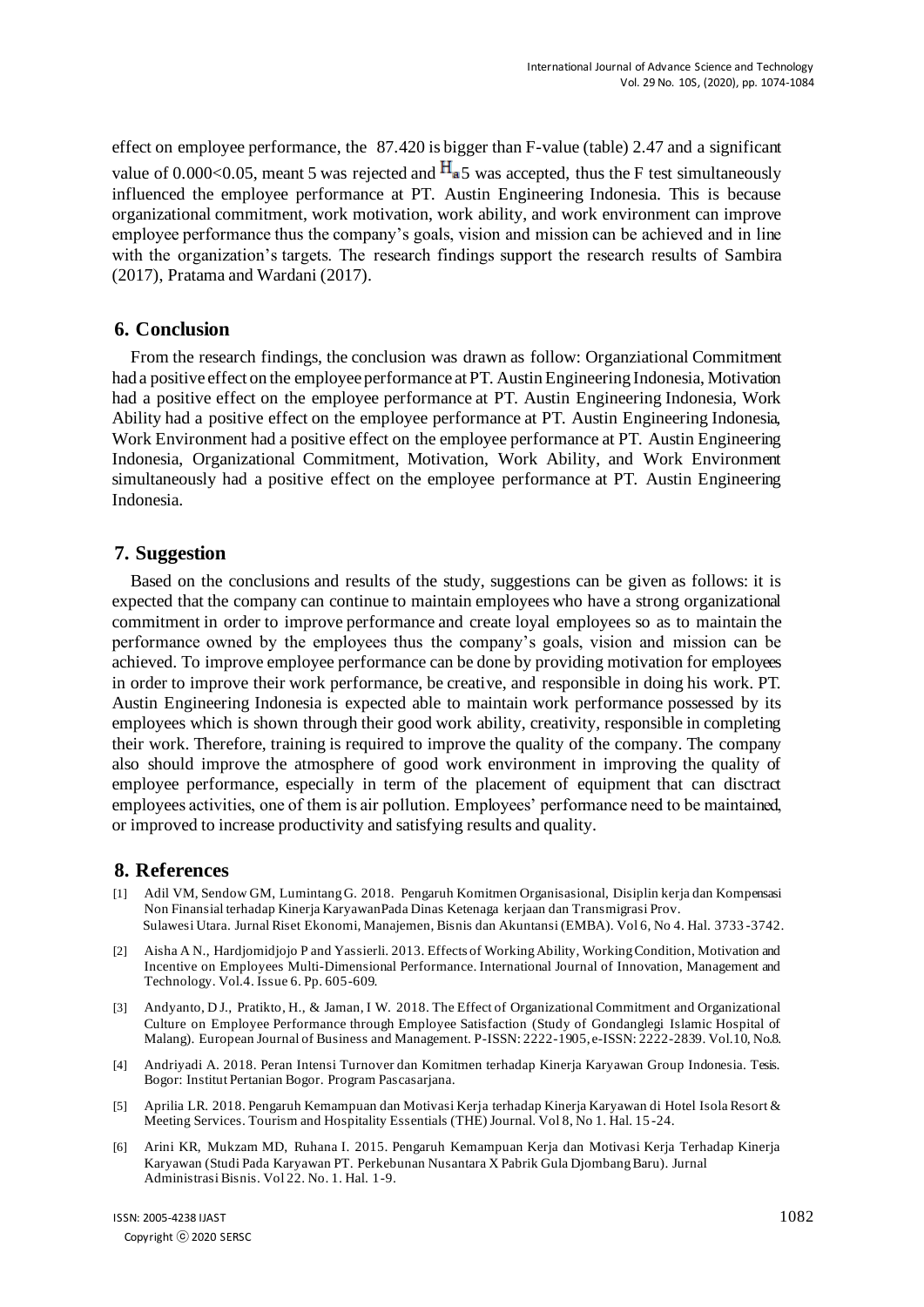effect on employee performance, the 87.420 is bigger than F-value (table) 2.47 and a significant value of 0.000<0.05, meant 5 was rejected and $H_a$5 was accepted, thus the F test simultaneously influenced the employee performance at PT. Austin Engineering Indonesia. This is because organizational commitment, work motivation, work ability, and work environment can improve employee performance thus the company's goals, vision and mission can be achieved and in line with the organization's targets. The research findings support the research results of Sambira (2017), Pratama and Wardani (2017).

## 6. Conclusion

From the research findings, the conclusion was drawn as follow: Organziational Commitment had a positive effect on the employee performance at PT. Austin Engineering Indonesia, Motivation had a positive effect on the employee performance at PT. Austin Engineering Indonesia, Work Ability had a positive effect on the employee performance at PT. Austin Engineering Indonesia, Work Environment had a positive effect on the employee performance at PT. Austin Engineering Indonesia, Organizational Commitment, Motivation, Work Ability, and Work Environment simultaneously had a positive effect on the employee performance at PT. Austin Engineering Indonesia.

## 7. Suggestion

Based on the conclusions and results of the study, suggestions can be given as follows: it is expected that the company can continue to maintain employees who have a strong organizational commitment in order to improve performance and create loyal employees so as to maintain the performance owned by the employees thus the company's goals, vision and mission can be achieved. To improve employee performance can be done by providing motivation for employees in order to improve their work performance, be creative, and responsible in doing his work. PT. Austin Engineering Indonesia is expected able to maintain work performance possessed by its employees which is shown through their good work ability, creativity, responsible in completing their work. Therefore, training is required to improve the quality of the company. The company also should improve the atmosphere of good work environment in improving the quality of employee performance, especially in term of the placement of equipment that can disctract employees activities, one of them is air pollution. Employees' performance need to be maintained, or improved to increase productivity and satisfying results and quality.

## 8. References

[1] Adil VM, Sendow GM, Lumintang G. 2018. Pengaruh Komitmen Organisasional, Disiplin kerja dan Kompensasi Non Finansial terhadap Kinerja KaryawanPada Dinas Ketenaga kerjaan dan Transmigrasi Prov. Sulawesi Utara. Jurnal Riset Ekonomi, Manajemen, Bisnis dan Akuntansi (EMBA). Vol 6, No 4. Hal. 3733-3742.

[2] Aisha A N., Hardjomidjojo P and Yassierli. 2013. Effects of Working Ability, Working Condition, Motivation and Incentive on Employees Multi-Dimensional Performance. International Journal of Innovation, Management and Technology. Vol.4. Issue 6. Pp. 605-609.

[3] Andyanto, D J., Pratikto, H., & Jaman, I W. 2018. The Effect of Organizational Commitment and Organizational Culture on Employee Performance through Employee Satisfaction (Study of Gondanglegi Islamic Hospital of Malang). European Journal of Business and Management. P-ISSN: 2222-1905, e-ISSN: 2222-2839. Vol.10, No.8.

[4] Andriyadi A. 2018. Peran Intensi Turnover dan Komitmen terhadap Kinerja Karyawan Group Indonesia. Tesis. Bogor: Institut Pertanian Bogor. Program Pascasarjana.

[5] Aprilia LR. 2018. Pengaruh Kemampuan dan Motivasi Kerja terhadap Kinerja Karyawan di Hotel Isola Resort & Meeting Services. Tourism and Hospitality Essentials (THE) Journal. Vol 8, No 1. Hal. 15-24.

[6] Arini KR, Mukzam MD, Ruhana I. 2015. Pengaruh Kemampuan Kerja dan Motivasi Kerja Terhadap Kinerja Karyawan (Studi Pada Karyawan PT. Perkebunan Nusantara X Pabrik Gula Djombang Baru). Jurnal Administrasi Bisnis. Vol 22. No. 1. Hal. 1-9.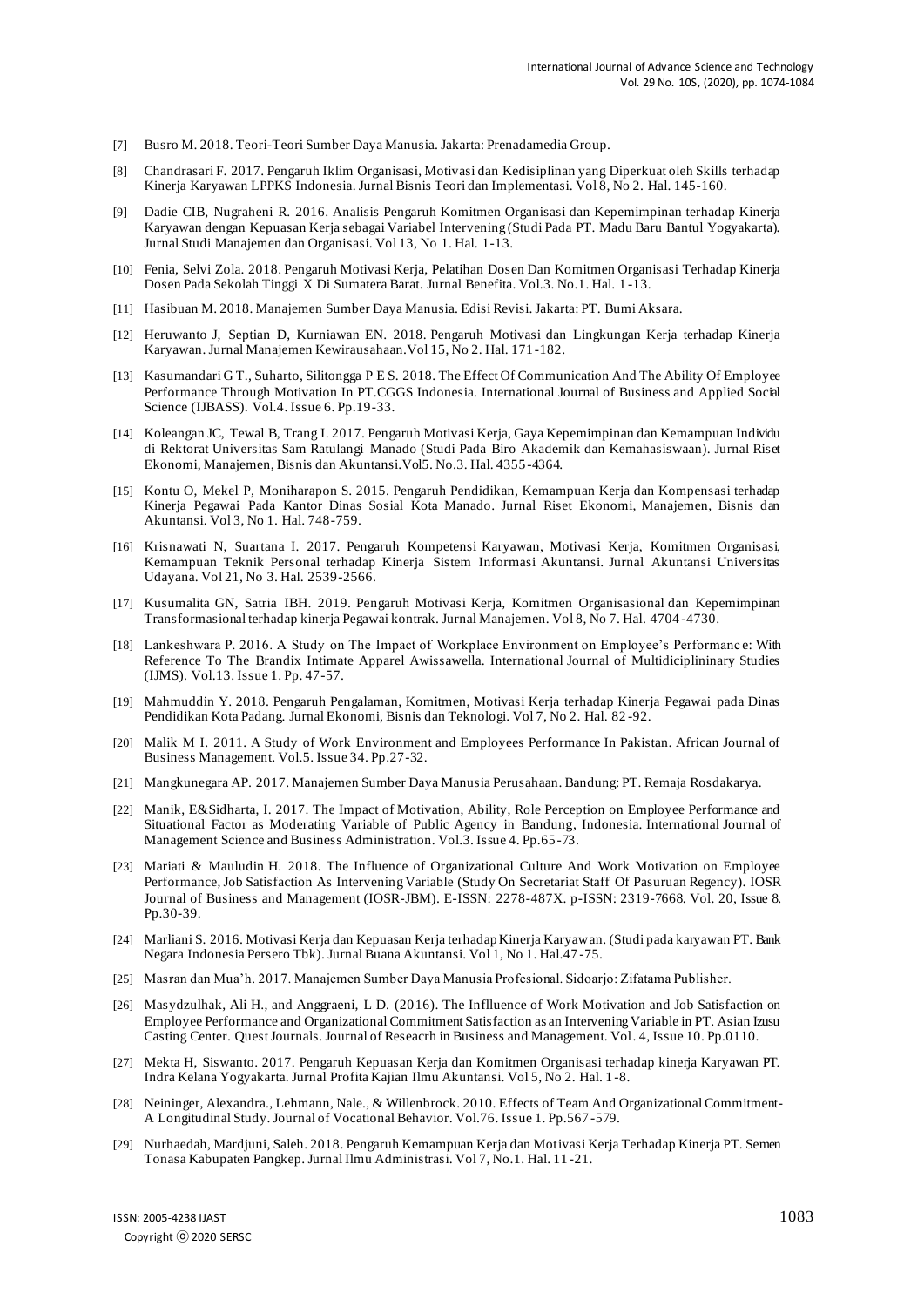[7] Busro M. 2018. Teori-Teori Sumber Daya Manusia. Jakarta: Prenadamedia Group.

[8] Chandrasari F. 2017. Pengaruh Iklim Organisasi, Motivasi dan Kedisiplinan yang Diperkuat oleh Skills terhadap Kinerja Karyawan LPPKS Indonesia. Jurnal Bisnis Teori dan Implementasi. Vol 8, No 2. Hal. 145-160.

[9] Dadie CIB, Nugraheni R. 2016. Analisis Pengaruh Komitmen Organisasi dan Kepemimpinan terhadap Kinerja Karyawan dengan Kepuasan Kerja sebagai Variabel Intervening (Studi Pada PT. Madu Baru Bantul Yogyakarta). Jurnal Studi Manajemen dan Organisasi. Vol 13, No 1. Hal. 1-13.

[10] Fenia, Selvi Zola. 2018. Pengaruh Motivasi Kerja, Pelatihan Dosen Dan Komitmen Organisasi Terhadap Kinerja Dosen Pada Sekolah Tinggi X Di Sumatera Barat. Jurnal Benefita. Vol.3. No.1. Hal. 1-13.

[11] Hasibuan M. 2018. Manajemen Sumber Daya Manusia. Edisi Revisi. Jakarta: PT. Bumi Aksara.

[12] Heruwanto J, Septian D, Kurniawan EN. 2018. Pengaruh Motivasi dan Lingkungan Kerja terhadap Kinerja Karyawan. Jurnal Manajemen Kewirausahaan. Vol 15, No 2. Hal. 171-182.

[13] Kasumandari G T., Suharto, Silitongga P E S. 2018. The Effect Of Communication And The Ability Of Employee Performance Through Motivation In PT.CGGS Indonesia. International Journal of Business and Applied Social Science (IJBASS). Vol.4. Issue 6. Pp.19-33.

[14] Koleangan JC, Tewal B, Trang I. 2017. Pengaruh Motivasi Kerja, Gaya Kepemimpinan dan Kemampuan Individu di Rektorat Universitas Sam Ratulangi Manado (Studi Pada Biro Akademik dan Kemahasiswaan). Jurnal Riset Ekonomi, Manajemen, Bisnis dan Akuntansi. Vol5. No.3. Hal. 4355-4364.

[15] Kontu O, Mekel P, Moniharapon S. 2015. Pengaruh Pendidikan, Kemampuan Kerja dan Kompensasi terhadap Kinerja Pegawai Pada Kantor Dinas Sosial Kota Manado. Jurnal Riset Ekonomi, Manajemen, Bisnis dan Akuntansi. Vol 3, No 1. Hal. 748-759.

[16] Krisnawati N, Suartana I. 2017. Pengaruh Kompetensi Karyawan, Motivasi Kerja, Komitmen Organisasi, Kemampuan Teknik Personal terhadap Kinerja Sistem Informasi Akuntansi. Jurnal Akuntansi Universitas Udayana. Vol 21, No 3. Hal. 2539-2566.

[17] Kusumalita GN, Satria IBH. 2019. Pengaruh Motivasi Kerja, Komitmen Organisasional dan Kepemimpinan Transformasional terhadap kinerja Pegawai kontrak. Jurnal Manajemen. Vol 8, No 7. Hal. 4704-4730.

[18] Lankeshwara P. 2016. A Study on The Impact of Workplace Environment on Employee's Performance: With Reference To The Brandix Intimate Apparel Awissawella. International Journal of Multidiciplininary Studies (IJMS). Vol.13. Issue 1. Pp. 47-57.

[19] Mahmuddin Y. 2018. Pengaruh Pengalaman, Komitmen, Motivasi Kerja terhadap Kinerja Pegawai pada Dinas Pendidikan Kota Padang. Jurnal Ekonomi, Bisnis dan Teknologi. Vol 7, No 2. Hal. 82-92.

[20] Malik M I. 2011. A Study of Work Environment and Employees Performance In Pakistan. African Journal of Business Management. Vol.5. Issue 34. Pp.27-32.

[21] Mangkunegara AP. 2017. Manajemen Sumber Daya Manusia Perusahaan. Bandung: PT. Remaja Rosdakarya.

[22] Manik, E&Sidharta, I. 2017. The Impact of Motivation, Ability, Role Perception on Employee Performance and Situational Factor as Moderating Variable of Public Agency in Bandung, Indonesia. International Journal of Management Science and Business Administration. Vol.3. Issue 4. Pp.65-73.

[23] Mariati & Mauludin H. 2018. The Influence of Organizational Culture And Work Motivation on Employee Performance, Job Satisfaction As Intervening Variable (Study On Secretariat Staff Of Pasuruan Regency). IOSR Journal of Business and Management (IOSR-JBM). E-ISSN: 2278-487X. p-ISSN: 2319-7668. Vol. 20, Issue 8. Pp.30-39.

[24] Marliani S. 2016. Motivasi Kerja dan Kepuasan Kerja terhadap Kinerja Karyawan. (Studi pada karyawan PT. Bank Negara Indonesia Persero Tbk). Jurnal Buana Akuntansi. Vol 1, No 1. Hal.47-75.

[25] Masran dan Mua'h. 2017. Manajemen Sumber Daya Manusia Profesional. Sidoarjo: Zifatama Publisher.

[26] Masydzulhak, Ali H., and Anggraeni, L D. (2016). The Inflluence of Work Motivation and Job Satisfaction on Employee Performance and Organizational Commitment Satisfaction as an Intervening Variable in PT. Asian Izusu Casting Center. Quest Journals. Journal of Reseacrh in Business and Management. Vol. 4, Issue 10. Pp.0110.

[27] Mekta H, Siswanto. 2017. Pengaruh Kepuasan Kerja dan Komitmen Organisasi terhadap kinerja Karyawan PT. Indra Kelana Yogyakarta. Jurnal Profita Kajian Ilmu Akuntansi. Vol 5, No 2. Hal. 1-8.

[28] Neininger, Alexandra., Lehmann, Nale., & Willenbrock. 2010. Effects of Team And Organizational Commitment-A Longitudinal Study. Journal of Vocational Behavior. Vol.76. Issue 1. Pp.567-579.

[29] Nurhaedah, Mardjuni, Saleh. 2018. Pengaruh Kemampuan Kerja dan Motivasi Kerja Terhadap Kinerja PT. Semen Tonasa Kabupaten Pangkep. Jurnal Ilmu Administrasi. Vol 7, No.1. Hal. 11-21.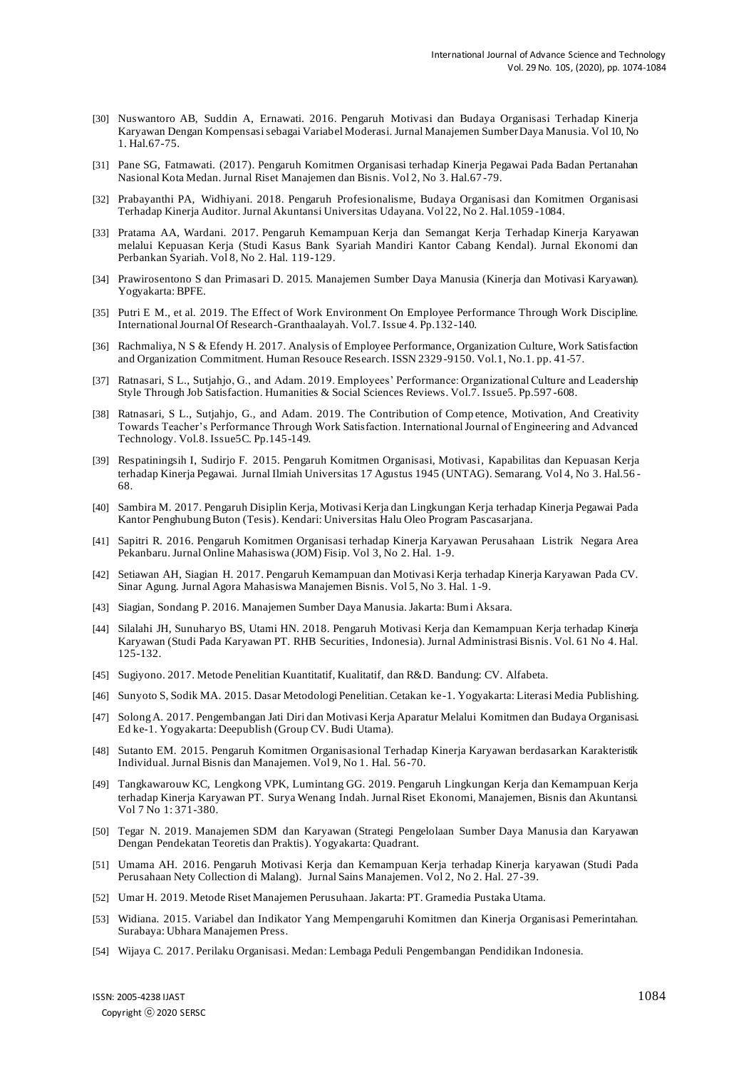[30] Nuswantoro AB, Suddin A, Ernawati. 2016. Pengaruh Motivasi dan Budaya Organisasi Terhadap Kinerja Karyawan Dengan Kompensasi sebagai Variabel Moderasi. Jurnal Manajemen Sumber Daya Manusia. Vol 10, No 1. Hal.67-75.

[31] Pane SG, Fatmawati. (2017). Pengaruh Komitmen Organisasi terhadap Kinerja Pegawai Pada Badan Pertanahan Nasional Kota Medan. Jurnal Riset Manajemen dan Bisnis. Vol 2, No 3. Hal.67-79.

[32] Prabayanthi PA, Widhiyani. 2018. Pengaruh Profesionalisme, Budaya Organisasi dan Komitmen Organisasi Terhadap Kinerja Auditor. Jurnal Akuntansi Universitas Udayana. Vol 22, No 2. Hal.1059-1084.

[33] Pratama AA, Wardani. 2017. Pengaruh Kemampuan Kerja dan Semangat Kerja Terhadap Kinerja Karyawan melalui Kepuasan Kerja (Studi Kasus Bank Syariah Mandiri Kantor Cabang Kendal). Jurnal Ekonomi dan Perbankan Syariah. Vol 8, No 2. Hal. 119-129.

[34] Prawirosentono S dan Primasari D. 2015. Manajemen Sumber Daya Manusia (Kinerja dan Motivasi Karyawan). Yogyakarta: BPFE.

[35] Putri E M., et al. 2019. The Effect of Work Environment On Employee Performance Through Work Discipline. International Journal Of Research-Granthaalayah. Vol.7. Issue 4. Pp.132-140.

[36] Rachmaliya, N S & Efendy H. 2017. Analysis of Employee Performance, Organization Culture, Work Satisfaction and Organization Commitment. Human Resouce Research. ISSN 2329-9150. Vol.1, No.1. pp. 41-57.

[37] Ratnasari, S L., Sutjahjo, G., and Adam. 2019. Employees' Performance: Organizational Culture and Leadership Style Through Job Satisfaction. Humanities & Social Sciences Reviews. Vol.7. Issue5. Pp.597-608.

[38] Ratnasari, S L., Sutjahjo, G., and Adam. 2019. The Contribution of Competence, Motivation, And Creativity Towards Teacher's Performance Through Work Satisfaction. International Journal of Engineering and Advanced Technology. Vol.8. Issue5C. Pp.145-149.

[39] Respatiningsih I, Sudirjo F. 2015. Pengaruh Komitmen Organisasi, Motivasi, Kapabilitas dan Kepuasan Kerja terhadap Kinerja Pegawai. Jurnal Ilmiah Universitas 17 Agustus 1945 (UNTAG). Semarang. Vol 4, No 3. Hal.56-68.

[40] Sambira M. 2017. Pengaruh Disiplin Kerja, Motivasi Kerja dan Lingkungan Kerja terhadap Kinerja Pegawai Pada Kantor Penghubung Buton (Tesis). Kendari: Universitas Halu Oleo Program Pascasarjana.

[41] Sapitri R. 2016. Pengaruh Komitmen Organisasi terhadap Kinerja Karyawan Perusahaan Listrik Negara Area Pekanbaru. Jurnal Online Mahasiswa (JOM) Fisip. Vol 3, No 2. Hal. 1-9.

[42] Setiawan AH, Siagian H. 2017. Pengaruh Kemampuan dan Motivasi Kerja terhadap Kinerja Karyawan Pada CV. Sinar Agung. Jurnal Agora Mahasiswa Manajemen Bisnis. Vol 5, No 3. Hal. 1-9.

[43] Siagian, Sondang P. 2016. Manajemen Sumber Daya Manusia. Jakarta: Bumi Aksara.

[44] Silalahi JH, Sunuharyo BS, Utami HN. 2018. Pengaruh Motivasi Kerja dan Kemampuan Kerja terhadap Kinerja Karyawan (Studi Pada Karyawan PT. RHB Securities, Indonesia). Jurnal Administrasi Bisnis. Vol. 61 No 4. Hal. 125-132.

[45] Sugiyono. 2017. Metode Penelitian Kuantitatif, Kualitatif, dan R&D. Bandung: CV. Alfabeta.

[46] Sunyoto S, Sodik MA. 2015. Dasar Metodologi Penelitian. Cetakan ke-1. Yogyakarta: Literasi Media Publishing.

[47] Solong A. 2017. Pengembangan Jati Diri dan Motivasi Kerja Aparatur Melalui Komitmen dan Budaya Organisasi. Ed ke-1. Yogyakarta: Deepublish (Group CV. Budi Utama).

[48] Sutanto EM. 2015. Pengaruh Komitmen Organisasional Terhadap Kinerja Karyawan berdasarkan Karakteristik Individual. Jurnal Bisnis dan Manajemen. Vol 9, No 1. Hal. 56-70.

[49] Tangkawarouw KC, Lengkong VPK, Lumintang GG. 2019. Pengaruh Lingkungan Kerja dan Kemampuan Kerja terhadap Kinerja Karyawan PT. Surya Wenang Indah. Jurnal Riset Ekonomi, Manajemen, Bisnis dan Akuntansi. Vol 7 No 1: 371-380.

[50] Tegar N. 2019. Manajemen SDM dan Karyawan (Strategi Pengelolaan Sumber Daya Manusia dan Karyawan Dengan Pendekatan Teoretis dan Praktis). Yogyakarta: Quadrant.

[51] Umama AH. 2016. Pengaruh Motivasi Kerja dan Kemampuan Kerja terhadap Kinerja karyawan (Studi Pada Perusahaan Nety Collection di Malang). Jurnal Sains Manajemen. Vol 2, No 2. Hal. 27-39.

[52] Umar H. 2019. Metode Riset Manajemen Perusahaan. Jakarta: PT. Gramedia Pustaka Utama.

[53] Widiana. 2015. Variabel dan Indikator Yang Mempengaruhi Komitmen dan Kinerja Organisasi Pemerintahan. Surabaya: Ubhara Manajemen Press.

[54] Wijaya C. 2017. Perilaku Organisasi. Medan: Lembaga Peduli Pengembangan Pendidikan Indonesia.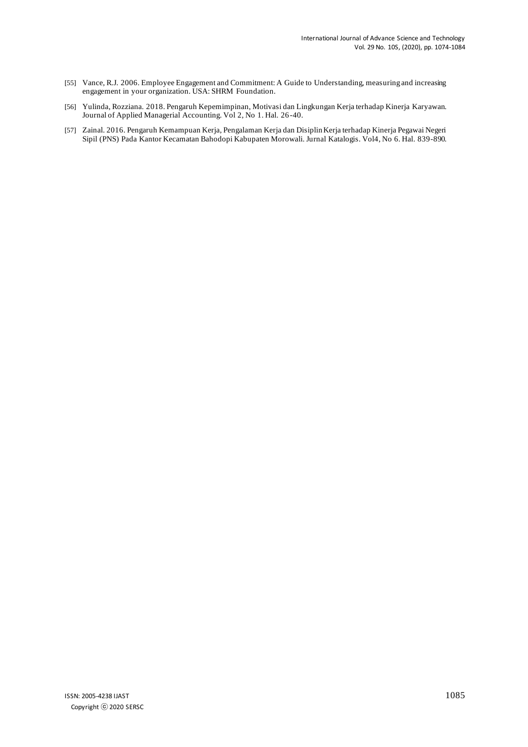[55] Vance, R.J. 2006. Employee Engagement and Commitment: A Guide to Understanding, measuring and increasing engagement in your organization. USA: SHRM Foundation.

[56] Yulinda, Rozziana. 2018. Pengaruh Kepemimpinan, Motivasi dan Lingkungan Kerja terhadap Kinerja Karyawan. Journal of Applied Managerial Accounting. Vol 2, No 1. Hal. 26-40.

[57] Zainal. 2016. Pengaruh Kemampuan Kerja, Pengalaman Kerja dan Disiplin Kerja terhadap Kinerja Pegawai Negeri Sipil (PNS) Pada Kantor Kecamatan Bahodopi Kabupaten Morowali. Jurnal Katalogis. Vol4, No 6. Hal. 839-890.